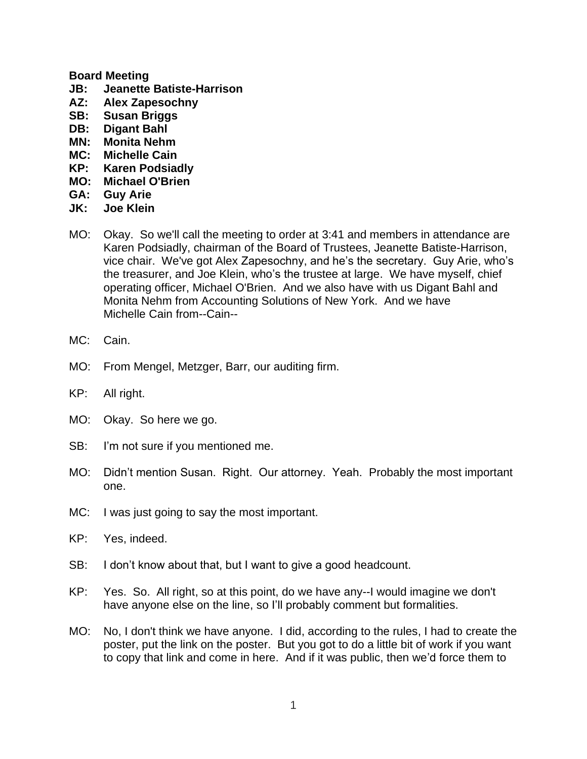**Board Meeting**

**JB: Jeanette Batiste-Harrison**
**AZ: Alex Zapesochny**
**SB: Susan Briggs**
**DB: Digant Bahl**
**MN: Monita Nehm**
**MC: Michelle Cain**
**KP: Karen Podsiadly**
**MO: Michael O'Brien**
**GA: Guy Arie**
**JK: Joe Klein**

MO: Okay. So we'll call the meeting to order at 3:41 and members in attendance are Karen Podsiadly, chairman of the Board of Trustees, Jeanette Batiste-Harrison, vice chair. We've got Alex Zapesochny, and he's the secretary. Guy Arie, who's the treasurer, and Joe Klein, who's the trustee at large. We have myself, chief operating officer, Michael O'Brien. And we also have with us Digant Bahl and Monita Nehm from Accounting Solutions of New York. And we have Michelle Cain from--Cain--

MC: Cain.

MO: From Mengel, Metzger, Barr, our auditing firm.

KP: All right.

MO: Okay. So here we go.

SB: I'm not sure if you mentioned me.

MO: Didn't mention Susan. Right. Our attorney. Yeah. Probably the most important one.

MC: I was just going to say the most important.

KP: Yes, indeed.

SB: I don't know about that, but I want to give a good headcount.

KP: Yes. So. All right, so at this point, do we have any--I would imagine we don't have anyone else on the line, so I'll probably comment but formalities.

MO: No, I don't think we have anyone. I did, according to the rules, I had to create the poster, put the link on the poster. But you got to do a little bit of work if you want to copy that link and come in here. And if it was public, then we'd force them to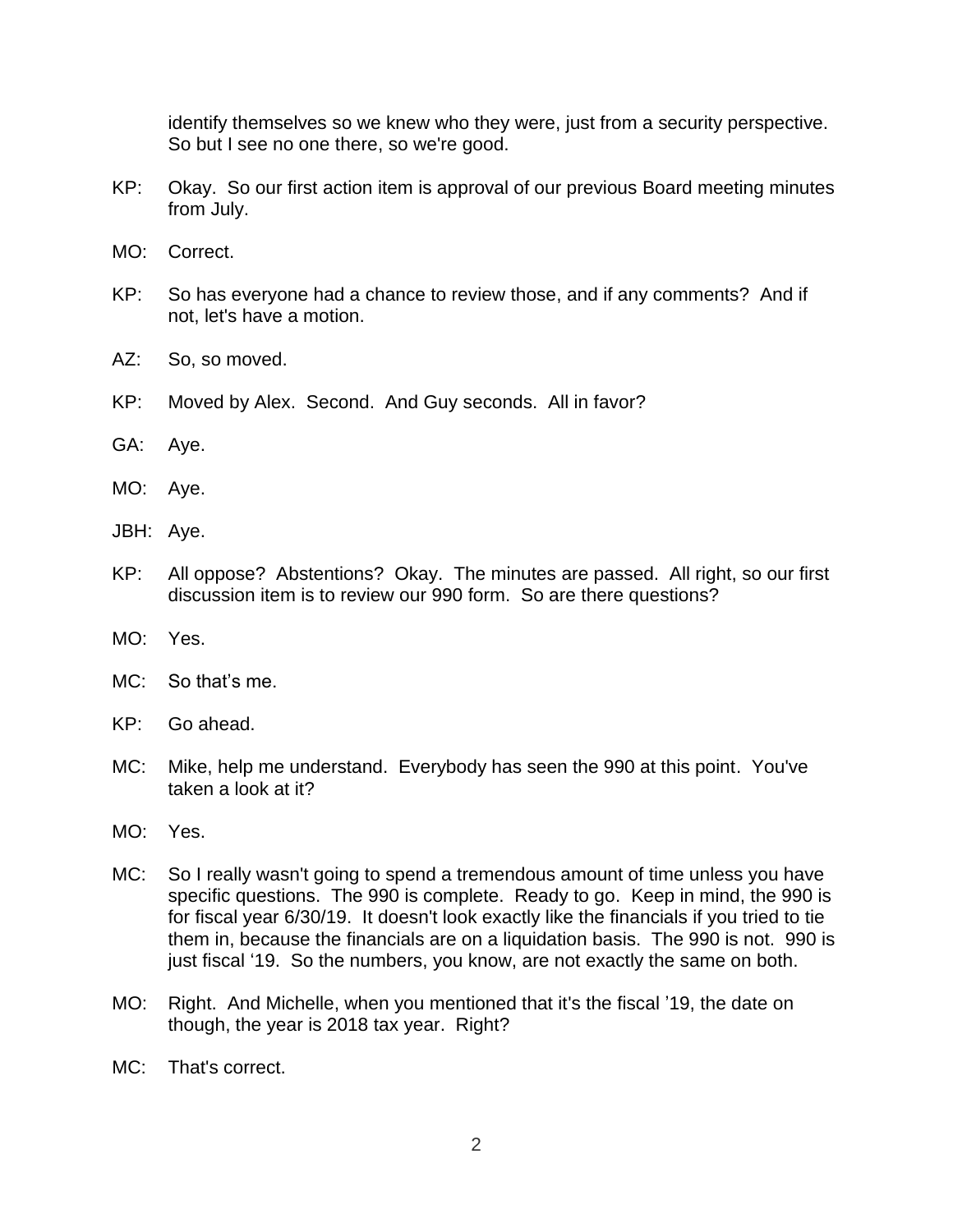identify themselves so we knew who they were, just from a security perspective. So but I see no one there, so we're good.

KP: Okay. So our first action item is approval of our previous Board meeting minutes from July.

MO: Correct.

KP: So has everyone had a chance to review those, and if any comments? And if not, let's have a motion.

AZ: So, so moved.

KP: Moved by Alex. Second. And Guy seconds. All in favor?

GA: Aye.

MO: Aye.

JBH: Aye.

KP: All oppose? Abstentions? Okay. The minutes are passed. All right, so our first discussion item is to review our 990 form. So are there questions?

MO: Yes.

MC: So that's me.

KP: Go ahead.

MC: Mike, help me understand. Everybody has seen the 990 at this point. You've taken a look at it?

MO: Yes.

MC: So I really wasn't going to spend a tremendous amount of time unless you have specific questions. The 990 is complete. Ready to go. Keep in mind, the 990 is for fiscal year 6/30/19. It doesn't look exactly like the financials if you tried to tie them in, because the financials are on a liquidation basis. The 990 is not. 990 is just fiscal '19. So the numbers, you know, are not exactly the same on both.

MO: Right. And Michelle, when you mentioned that it's the fiscal '19, the date on though, the year is 2018 tax year. Right?

MC: That's correct.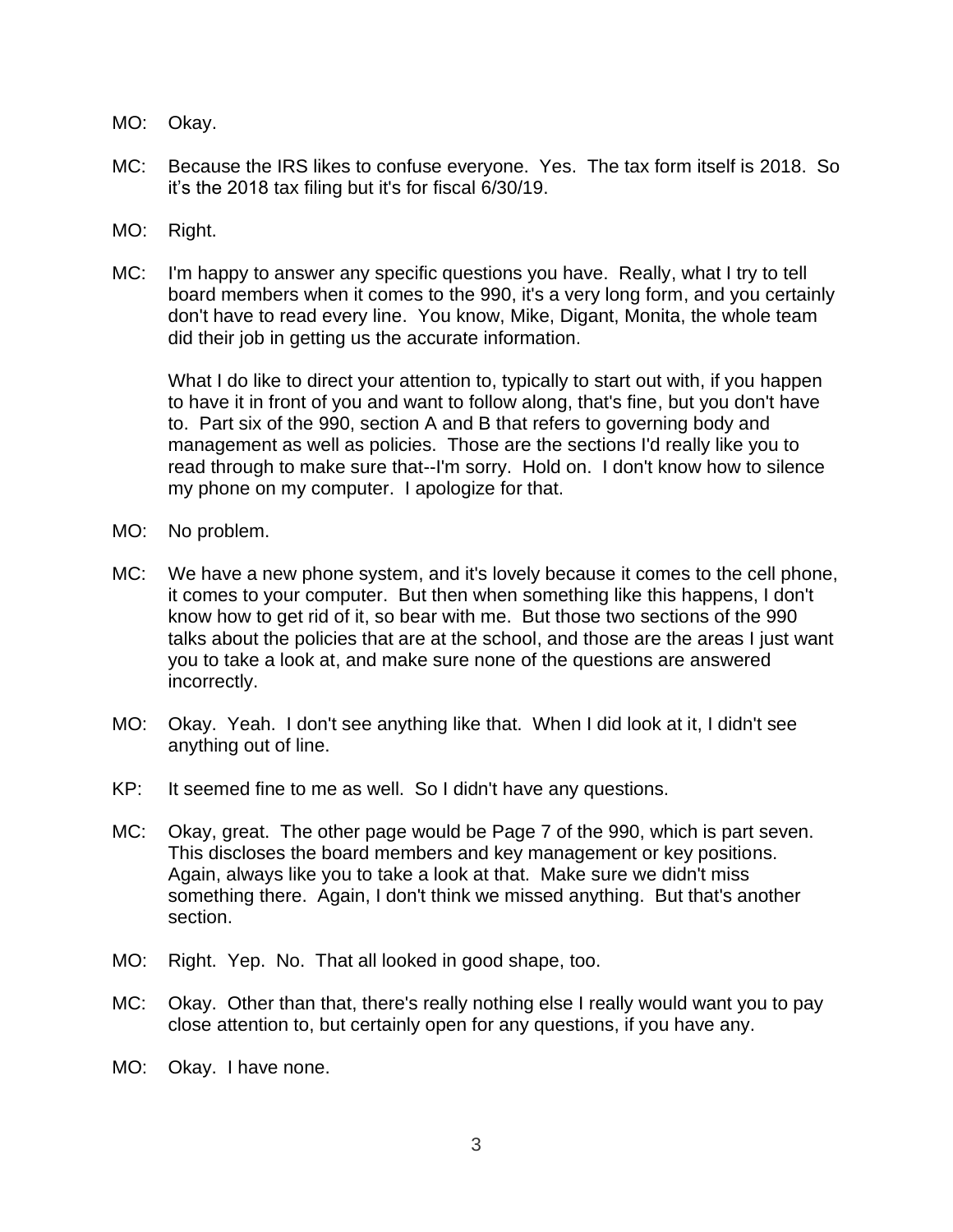MO: Okay.

MC: Because the IRS likes to confuse everyone. Yes. The tax form itself is 2018. So it's the 2018 tax filing but it's for fiscal 6/30/19.

MO: Right.

MC: I'm happy to answer any specific questions you have. Really, what I try to tell board members when it comes to the 990, it's a very long form, and you certainly don't have to read every line. You know, Mike, Digant, Monita, the whole team did their job in getting us the accurate information.

What I do like to direct your attention to, typically to start out with, if you happen to have it in front of you and want to follow along, that's fine, but you don't have to. Part six of the 990, section A and B that refers to governing body and management as well as policies. Those are the sections I'd really like you to read through to make sure that--I'm sorry. Hold on. I don't know how to silence my phone on my computer. I apologize for that.

MO: No problem.

MC: We have a new phone system, and it's lovely because it comes to the cell phone, it comes to your computer. But then when something like this happens, I don't know how to get rid of it, so bear with me. But those two sections of the 990 talks about the policies that are at the school, and those are the areas I just want you to take a look at, and make sure none of the questions are answered incorrectly.

MO: Okay. Yeah. I don't see anything like that. When I did look at it, I didn't see anything out of line.

KP: It seemed fine to me as well. So I didn't have any questions.

MC: Okay, great. The other page would be Page 7 of the 990, which is part seven. This discloses the board members and key management or key positions. Again, always like you to take a look at that. Make sure we didn't miss something there. Again, I don't think we missed anything. But that's another section.

MO: Right. Yep. No. That all looked in good shape, too.

MC: Okay. Other than that, there's really nothing else I really would want you to pay close attention to, but certainly open for any questions, if you have any.

MO: Okay. I have none.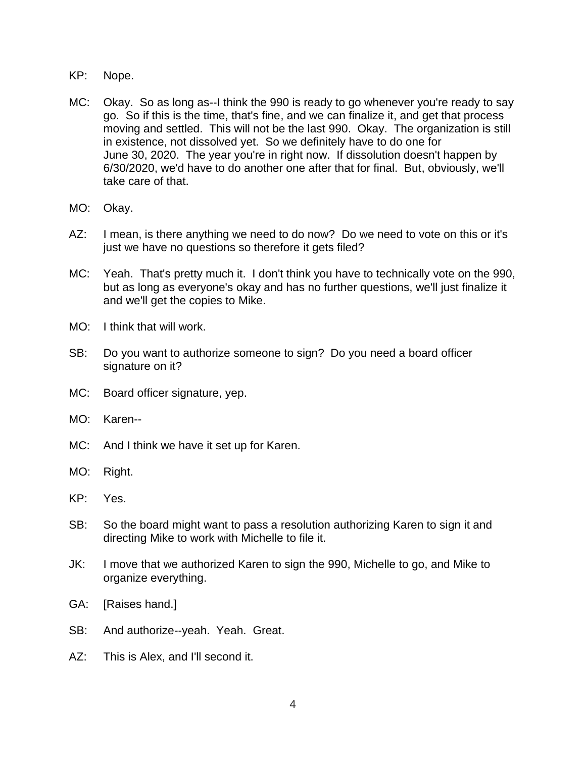KP: Nope.

MC: Okay. So as long as--I think the 990 is ready to go whenever you're ready to say go. So if this is the time, that's fine, and we can finalize it, and get that process moving and settled. This will not be the last 990. Okay. The organization is still in existence, not dissolved yet. So we definitely have to do one for June 30, 2020. The year you're in right now. If dissolution doesn't happen by 6/30/2020, we'd have to do another one after that for final. But, obviously, we'll take care of that.

MO: Okay.

AZ: I mean, is there anything we need to do now? Do we need to vote on this or it's just we have no questions so therefore it gets filed?

MC: Yeah. That's pretty much it. I don't think you have to technically vote on the 990, but as long as everyone's okay and has no further questions, we'll just finalize it and we'll get the copies to Mike.

MO: I think that will work.

SB: Do you want to authorize someone to sign? Do you need a board officer signature on it?

MC: Board officer signature, yep.

MO: Karen--

MC: And I think we have it set up for Karen.

MO: Right.

KP: Yes.

SB: So the board might want to pass a resolution authorizing Karen to sign it and directing Mike to work with Michelle to file it.

JK: I move that we authorized Karen to sign the 990, Michelle to go, and Mike to organize everything.

GA: [Raises hand.]

SB: And authorize--yeah. Yeah. Great.

AZ: This is Alex, and I'll second it.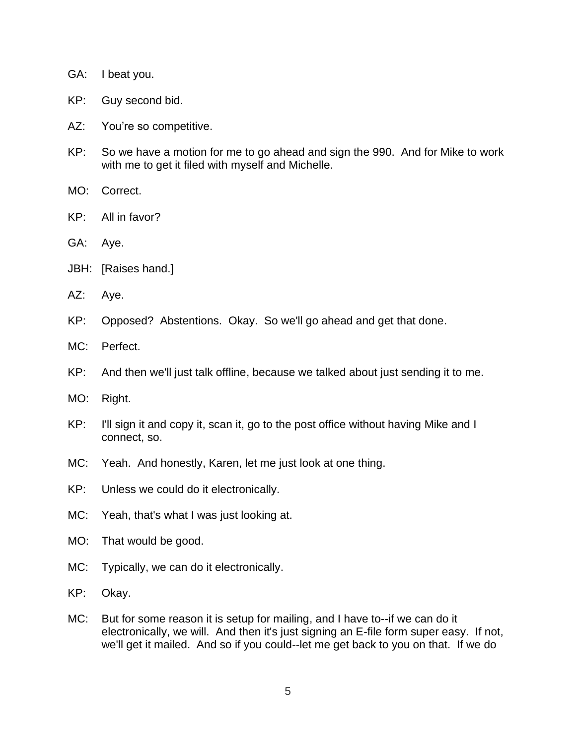GA: I beat you.

KP: Guy second bid.

AZ: You're so competitive.

KP: So we have a motion for me to go ahead and sign the 990. And for Mike to work with me to get it filed with myself and Michelle.

MO: Correct.

KP: All in favor?

GA: Aye.

JBH: [Raises hand.]

AZ: Aye.

KP: Opposed? Abstentions. Okay. So we'll go ahead and get that done.

MC: Perfect.

KP: And then we'll just talk offline, because we talked about just sending it to me.

MO: Right.

KP: I'll sign it and copy it, scan it, go to the post office without having Mike and I connect, so.

MC: Yeah. And honestly, Karen, let me just look at one thing.

KP: Unless we could do it electronically.

MC: Yeah, that's what I was just looking at.

MO: That would be good.

MC: Typically, we can do it electronically.

KP: Okay.

MC: But for some reason it is setup for mailing, and I have to--if we can do it electronically, we will. And then it's just signing an E-file form super easy. If not, we'll get it mailed. And so if you could--let me get back to you on that. If we do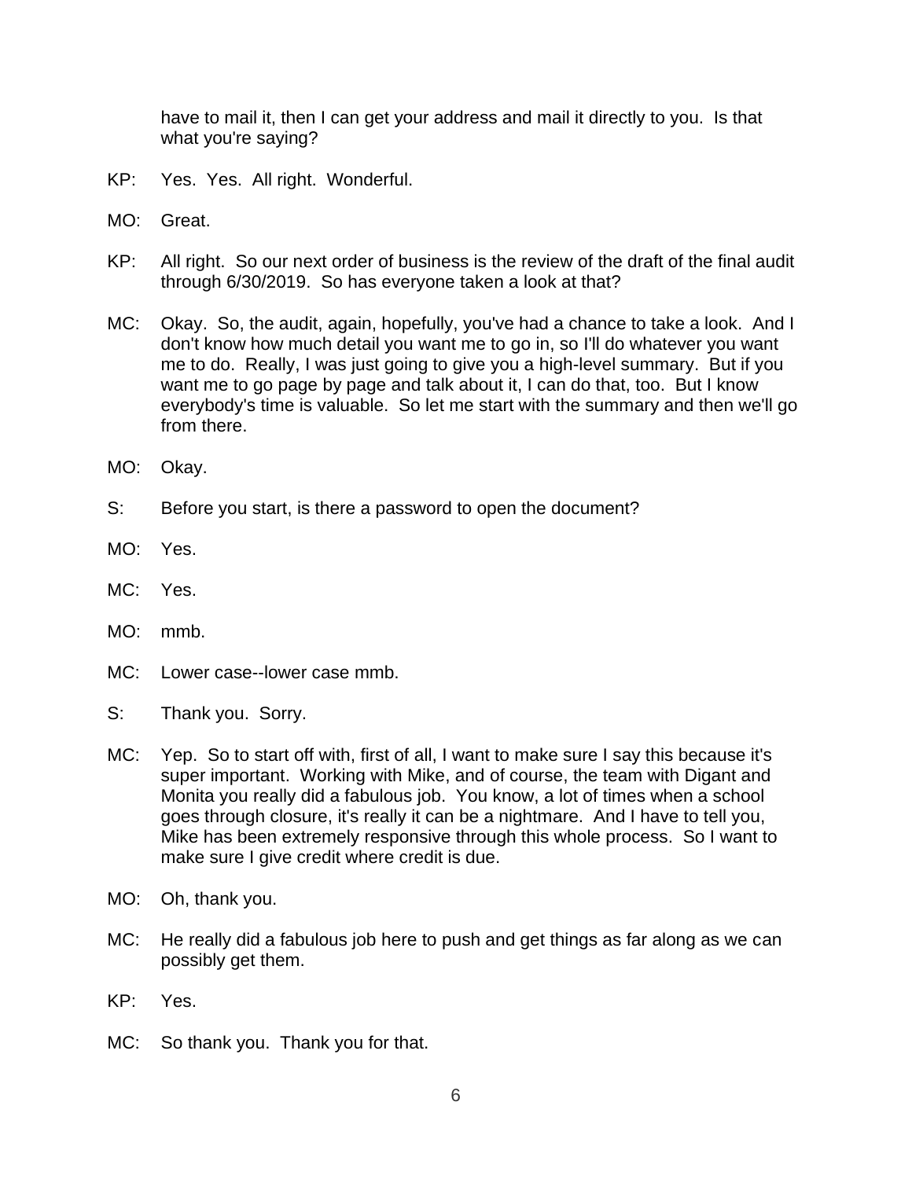have to mail it, then I can get your address and mail it directly to you. Is that what you're saying?

KP: Yes. Yes. All right. Wonderful.

MO: Great.

KP: All right. So our next order of business is the review of the draft of the final audit through 6/30/2019. So has everyone taken a look at that?

MC: Okay. So, the audit, again, hopefully, you've had a chance to take a look. And I don't know how much detail you want me to go in, so I'll do whatever you want me to do. Really, I was just going to give you a high-level summary. But if you want me to go page by page and talk about it, I can do that, too. But I know everybody's time is valuable. So let me start with the summary and then we'll go from there.

MO: Okay.

S: Before you start, is there a password to open the document?

MO: Yes.

MC: Yes.

MO: mmb.

MC: Lower case--lower case mmb.

S: Thank you. Sorry.

MC: Yep. So to start off with, first of all, I want to make sure I say this because it's super important. Working with Mike, and of course, the team with Digant and Monita you really did a fabulous job. You know, a lot of times when a school goes through closure, it's really it can be a nightmare. And I have to tell you, Mike has been extremely responsive through this whole process. So I want to make sure I give credit where credit is due.

MO: Oh, thank you.

MC: He really did a fabulous job here to push and get things as far along as we can possibly get them.

KP: Yes.

MC: So thank you. Thank you for that.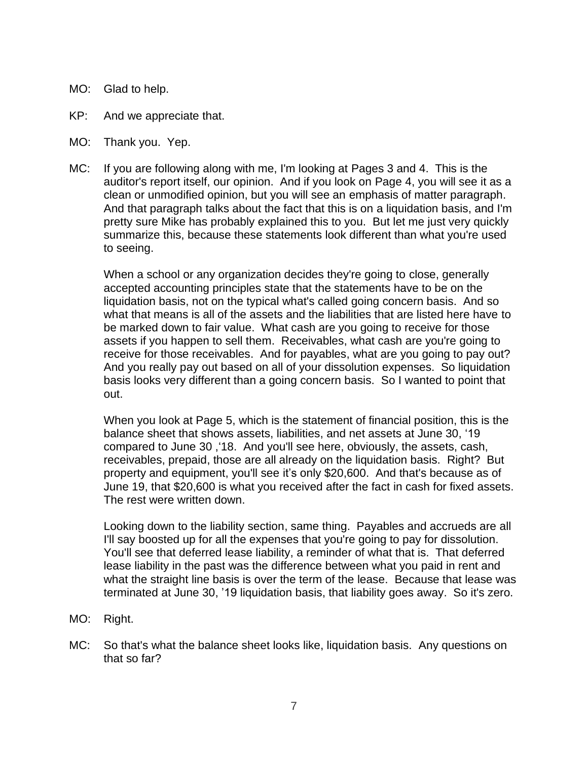MO: Glad to help.

KP: And we appreciate that.

MO: Thank you. Yep.

MC: If you are following along with me, I'm looking at Pages 3 and 4. This is the auditor's report itself, our opinion. And if you look on Page 4, you will see it as a clean or unmodified opinion, but you will see an emphasis of matter paragraph. And that paragraph talks about the fact that this is on a liquidation basis, and I'm pretty sure Mike has probably explained this to you. But let me just very quickly summarize this, because these statements look different than what you're used to seeing.

When a school or any organization decides they're going to close, generally accepted accounting principles state that the statements have to be on the liquidation basis, not on the typical what's called going concern basis. And so what that means is all of the assets and the liabilities that are listed here have to be marked down to fair value. What cash are you going to receive for those assets if you happen to sell them. Receivables, what cash are you're going to receive for those receivables. And for payables, what are you going to pay out? And you really pay out based on all of your dissolution expenses. So liquidation basis looks very different than a going concern basis. So I wanted to point that out.

When you look at Page 5, which is the statement of financial position, this is the balance sheet that shows assets, liabilities, and net assets at June 30, '19 compared to June 30 ,'18. And you'll see here, obviously, the assets, cash, receivables, prepaid, those are all already on the liquidation basis. Right? But property and equipment, you'll see it's only $20,600. And that's because as of June 19, that $20,600 is what you received after the fact in cash for fixed assets. The rest were written down.

Looking down to the liability section, same thing. Payables and accrueds are all I'll say boosted up for all the expenses that you're going to pay for dissolution. You'll see that deferred lease liability, a reminder of what that is. That deferred lease liability in the past was the difference between what you paid in rent and what the straight line basis is over the term of the lease. Because that lease was terminated at June 30, '19 liquidation basis, that liability goes away. So it's zero.

MO: Right.

MC: So that's what the balance sheet looks like, liquidation basis. Any questions on that so far?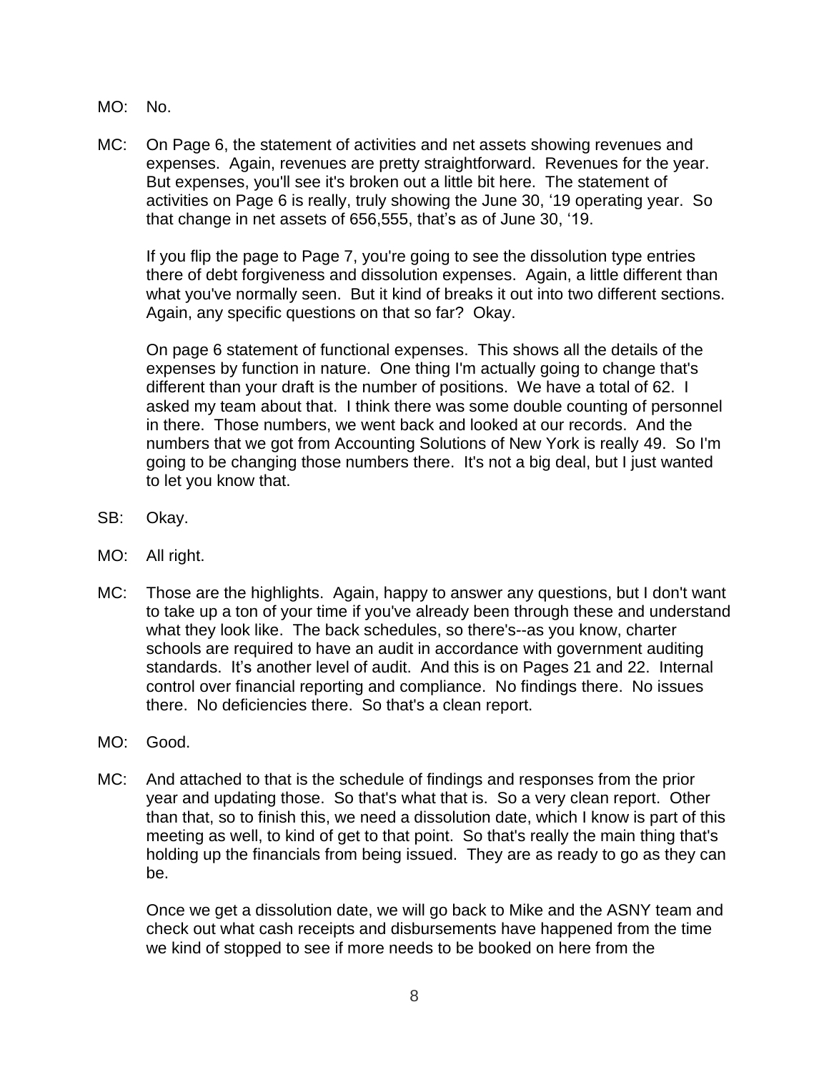MO: No.

MC: On Page 6, the statement of activities and net assets showing revenues and expenses. Again, revenues are pretty straightforward. Revenues for the year. But expenses, you'll see it's broken out a little bit here. The statement of activities on Page 6 is really, truly showing the June 30, '19 operating year. So that change in net assets of 656,555, that's as of June 30, '19.

If you flip the page to Page 7, you're going to see the dissolution type entries there of debt forgiveness and dissolution expenses. Again, a little different than what you've normally seen. But it kind of breaks it out into two different sections. Again, any specific questions on that so far? Okay.

On page 6 statement of functional expenses. This shows all the details of the expenses by function in nature. One thing I'm actually going to change that's different than your draft is the number of positions. We have a total of 62. I asked my team about that. I think there was some double counting of personnel in there. Those numbers, we went back and looked at our records. And the numbers that we got from Accounting Solutions of New York is really 49. So I'm going to be changing those numbers there. It's not a big deal, but I just wanted to let you know that.

SB: Okay.

MO: All right.

MC: Those are the highlights. Again, happy to answer any questions, but I don't want to take up a ton of your time if you've already been through these and understand what they look like. The back schedules, so there's--as you know, charter schools are required to have an audit in accordance with government auditing standards. It's another level of audit. And this is on Pages 21 and 22. Internal control over financial reporting and compliance. No findings there. No issues there. No deficiencies there. So that's a clean report.

MO: Good.

MC: And attached to that is the schedule of findings and responses from the prior year and updating those. So that's what that is. So a very clean report. Other than that, so to finish this, we need a dissolution date, which I know is part of this meeting as well, to kind of get to that point. So that's really the main thing that's holding up the financials from being issued. They are as ready to go as they can be.

Once we get a dissolution date, we will go back to Mike and the ASNY team and check out what cash receipts and disbursements have happened from the time we kind of stopped to see if more needs to be booked on here from the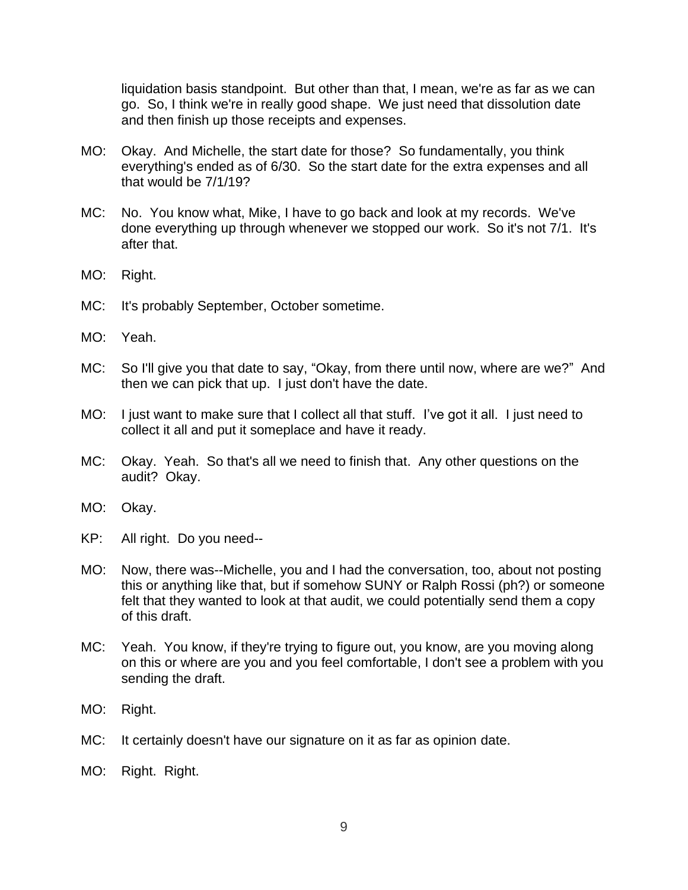liquidation basis standpoint. But other than that, I mean, we're as far as we can go. So, I think we're in really good shape. We just need that dissolution date and then finish up those receipts and expenses.

MO: Okay. And Michelle, the start date for those? So fundamentally, you think everything's ended as of 6/30. So the start date for the extra expenses and all that would be 7/1/19?

MC: No. You know what, Mike, I have to go back and look at my records. We've done everything up through whenever we stopped our work. So it's not 7/1. It's after that.

MO: Right.

MC: It's probably September, October sometime.

MO: Yeah.

MC: So I'll give you that date to say, "Okay, from there until now, where are we?" And then we can pick that up. I just don't have the date.

MO: I just want to make sure that I collect all that stuff. I've got it all. I just need to collect it all and put it someplace and have it ready.

MC: Okay. Yeah. So that's all we need to finish that. Any other questions on the audit? Okay.

MO: Okay.

KP: All right. Do you need--

MO: Now, there was--Michelle, you and I had the conversation, too, about not posting this or anything like that, but if somehow SUNY or Ralph Rossi (ph?) or someone felt that they wanted to look at that audit, we could potentially send them a copy of this draft.

MC: Yeah. You know, if they're trying to figure out, you know, are you moving along on this or where are you and you feel comfortable, I don't see a problem with you sending the draft.

MO: Right.

MC: It certainly doesn't have our signature on it as far as opinion date.

MO: Right. Right.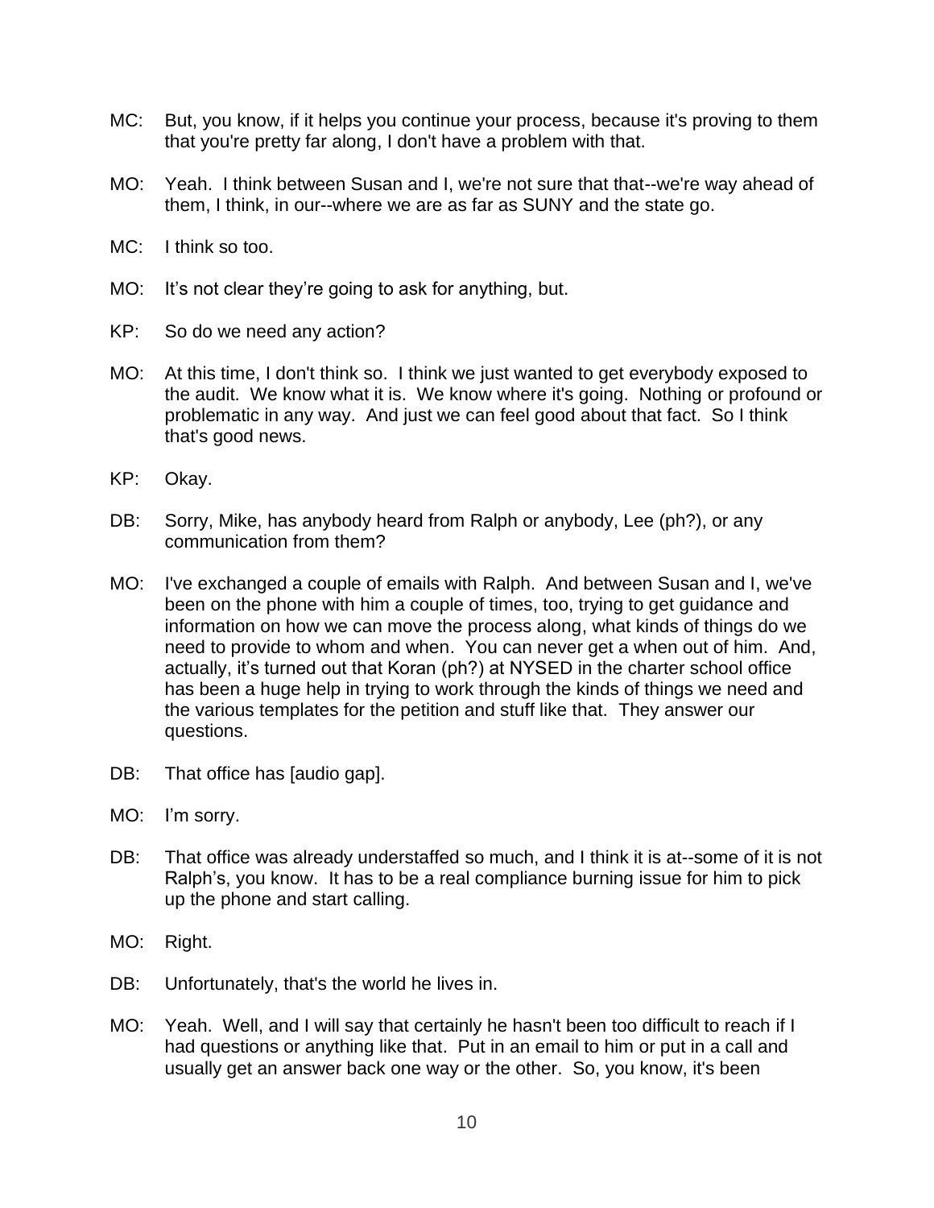MC: But, you know, if it helps you continue your process, because it's proving to them that you're pretty far along, I don't have a problem with that.

MO: Yeah. I think between Susan and I, we're not sure that that--we're way ahead of them, I think, in our--where we are as far as SUNY and the state go.

MC: I think so too.

MO: It’s not clear they’re going to ask for anything, but.

KP: So do we need any action?

MO: At this time, I don't think so. I think we just wanted to get everybody exposed to the audit. We know what it is. We know where it's going. Nothing or profound or problematic in any way. And just we can feel good about that fact. So I think that's good news.

KP: Okay.

DB: Sorry, Mike, has anybody heard from Ralph or anybody, Lee (ph?), or any communication from them?

MO: I've exchanged a couple of emails with Ralph. And between Susan and I, we've been on the phone with him a couple of times, too, trying to get guidance and information on how we can move the process along, what kinds of things do we need to provide to whom and when. You can never get a when out of him. And, actually, it’s turned out that Koran (ph?) at NYSED in the charter school office has been a huge help in trying to work through the kinds of things we need and the various templates for the petition and stuff like that. They answer our questions.

DB: That office has [audio gap].

MO: I’m sorry.

DB: That office was already understaffed so much, and I think it is at--some of it is not Ralph’s, you know. It has to be a real compliance burning issue for him to pick up the phone and start calling.

MO: Right.

DB: Unfortunately, that's the world he lives in.

MO: Yeah. Well, and I will say that certainly he hasn't been too difficult to reach if I had questions or anything like that. Put in an email to him or put in a call and usually get an answer back one way or the other. So, you know, it's been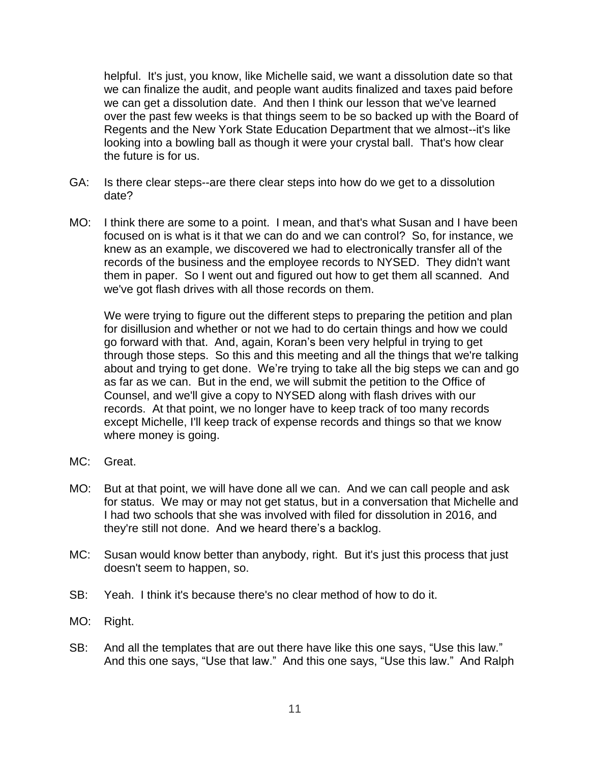helpful. It's just, you know, like Michelle said, we want a dissolution date so that we can finalize the audit, and people want audits finalized and taxes paid before we can get a dissolution date. And then I think our lesson that we've learned over the past few weeks is that things seem to be so backed up with the Board of Regents and the New York State Education Department that we almost--it's like looking into a bowling ball as though it were your crystal ball. That's how clear the future is for us.

GA: Is there clear steps--are there clear steps into how do we get to a dissolution date?

MO: I think there are some to a point. I mean, and that's what Susan and I have been focused on is what is it that we can do and we can control? So, for instance, we knew as an example, we discovered we had to electronically transfer all of the records of the business and the employee records to NYSED. They didn't want them in paper. So I went out and figured out how to get them all scanned. And we've got flash drives with all those records on them.

We were trying to figure out the different steps to preparing the petition and plan for disillusion and whether or not we had to do certain things and how we could go forward with that. And, again, Koran's been very helpful in trying to get through those steps. So this and this meeting and all the things that we're talking about and trying to get done. We're trying to take all the big steps we can and go as far as we can. But in the end, we will submit the petition to the Office of Counsel, and we'll give a copy to NYSED along with flash drives with our records. At that point, we no longer have to keep track of too many records except Michelle, I'll keep track of expense records and things so that we know where money is going.

MC: Great.

MO: But at that point, we will have done all we can. And we can call people and ask for status. We may or may not get status, but in a conversation that Michelle and I had two schools that she was involved with filed for dissolution in 2016, and they're still not done. And we heard there's a backlog.

MC: Susan would know better than anybody, right. But it's just this process that just doesn't seem to happen, so.

SB: Yeah. I think it's because there's no clear method of how to do it.

MO: Right.

SB: And all the templates that are out there have like this one says, "Use this law." And this one says, "Use that law." And this one says, "Use this law." And Ralph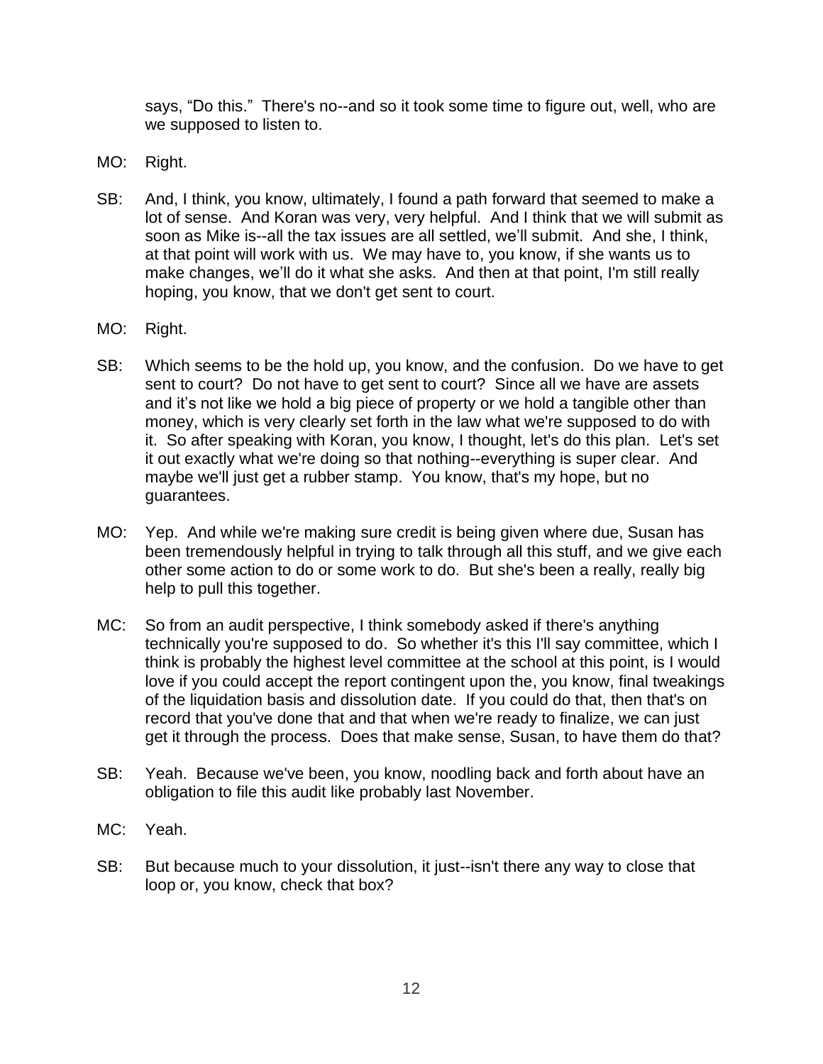says, “Do this.” There's no--and so it took some time to figure out, well, who are we supposed to listen to.

MO: Right.

SB: And, I think, you know, ultimately, I found a path forward that seemed to make a lot of sense. And Koran was very, very helpful. And I think that we will submit as soon as Mike is--all the tax issues are all settled, we’ll submit. And she, I think, at that point will work with us. We may have to, you know, if she wants us to make changes, we’ll do it what she asks. And then at that point, I'm still really hoping, you know, that we don't get sent to court.

MO: Right.

SB: Which seems to be the hold up, you know, and the confusion. Do we have to get sent to court? Do not have to get sent to court? Since all we have are assets and it’s not like we hold a big piece of property or we hold a tangible other than money, which is very clearly set forth in the law what we're supposed to do with it. So after speaking with Koran, you know, I thought, let's do this plan. Let's set it out exactly what we're doing so that nothing--everything is super clear. And maybe we'll just get a rubber stamp. You know, that's my hope, but no guarantees.

MO: Yep. And while we're making sure credit is being given where due, Susan has been tremendously helpful in trying to talk through all this stuff, and we give each other some action to do or some work to do. But she's been a really, really big help to pull this together.

MC: So from an audit perspective, I think somebody asked if there's anything technically you're supposed to do. So whether it's this I'll say committee, which I think is probably the highest level committee at the school at this point, is I would love if you could accept the report contingent upon the, you know, final tweakings of the liquidation basis and dissolution date. If you could do that, then that's on record that you've done that and that when we're ready to finalize, we can just get it through the process. Does that make sense, Susan, to have them do that?

SB: Yeah. Because we've been, you know, noodling back and forth about have an obligation to file this audit like probably last November.

MC: Yeah.

SB: But because much to your dissolution, it just--isn't there any way to close that loop or, you know, check that box?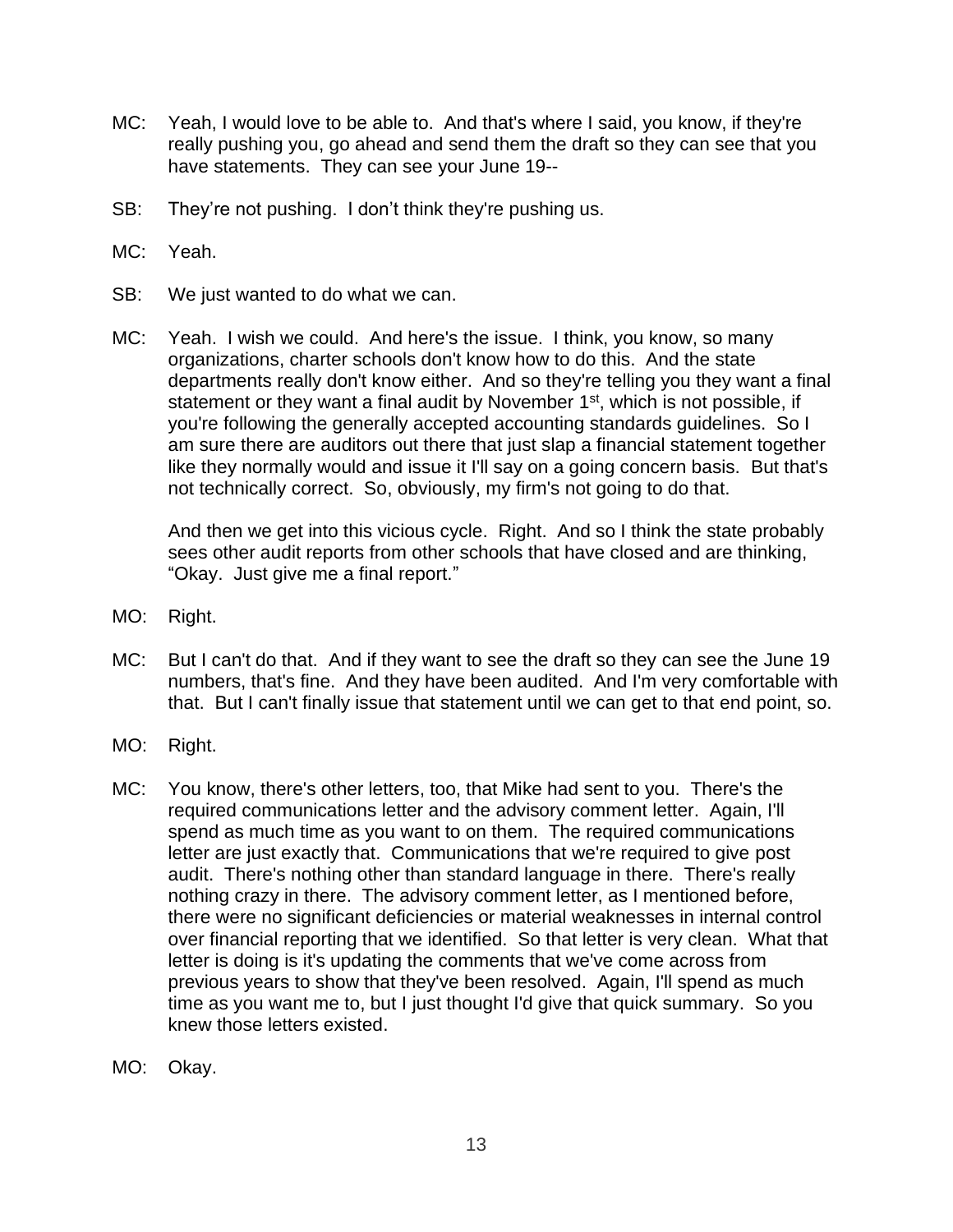MC: Yeah, I would love to be able to. And that's where I said, you know, if they're really pushing you, go ahead and send them the draft so they can see that you have statements. They can see your June 19--

SB: They're not pushing. I don't think they're pushing us.

MC: Yeah.

SB: We just wanted to do what we can.

MC: Yeah. I wish we could. And here's the issue. I think, you know, so many organizations, charter schools don't know how to do this. And the state departments really don't know either. And so they're telling you they want a final statement or they want a final audit by November 1st, which is not possible, if you're following the generally accepted accounting standards guidelines. So I am sure there are auditors out there that just slap a financial statement together like they normally would and issue it I'll say on a going concern basis. But that's not technically correct. So, obviously, my firm's not going to do that.

And then we get into this vicious cycle. Right. And so I think the state probably sees other audit reports from other schools that have closed and are thinking, "Okay. Just give me a final report."

MO: Right.

MC: But I can't do that. And if they want to see the draft so they can see the June 19 numbers, that's fine. And they have been audited. And I'm very comfortable with that. But I can't finally issue that statement until we can get to that end point, so.

MO: Right.

MC: You know, there's other letters, too, that Mike had sent to you. There's the required communications letter and the advisory comment letter. Again, I'll spend as much time as you want to on them. The required communications letter are just exactly that. Communications that we're required to give post audit. There's nothing other than standard language in there. There's really nothing crazy in there. The advisory comment letter, as I mentioned before, there were no significant deficiencies or material weaknesses in internal control over financial reporting that we identified. So that letter is very clean. What that letter is doing is it's updating the comments that we've come across from previous years to show that they've been resolved. Again, I'll spend as much time as you want me to, but I just thought I'd give that quick summary. So you knew those letters existed.

MO: Okay.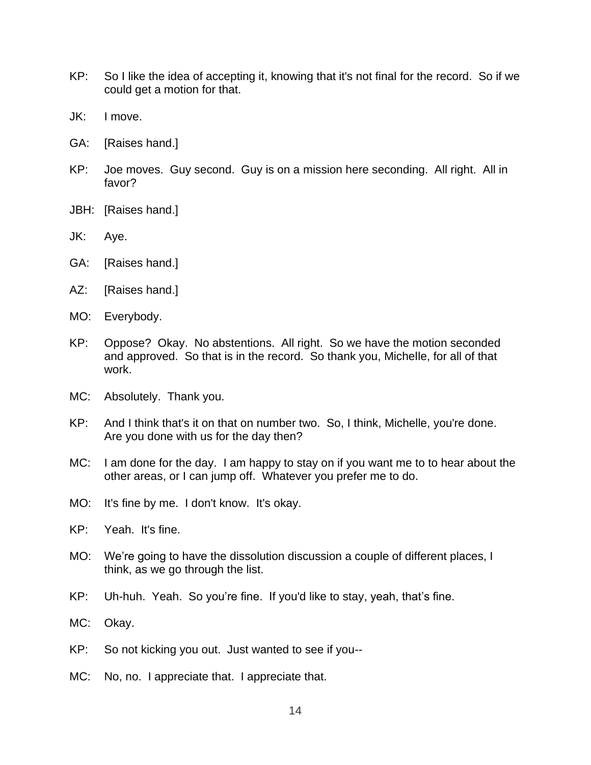KP: So I like the idea of accepting it, knowing that it's not final for the record. So if we could get a motion for that.

JK: I move.

GA: [Raises hand.]

KP: Joe moves. Guy second. Guy is on a mission here seconding. All right. All in favor?

JBH: [Raises hand.]

JK: Aye.

GA: [Raises hand.]

AZ: [Raises hand.]

MO: Everybody.

KP: Oppose? Okay. No abstentions. All right. So we have the motion seconded and approved. So that is in the record. So thank you, Michelle, for all of that work.

MC: Absolutely. Thank you.

KP: And I think that's it on that on number two. So, I think, Michelle, you're done. Are you done with us for the day then?

MC: I am done for the day. I am happy to stay on if you want me to to hear about the other areas, or I can jump off. Whatever you prefer me to do.

MO: It's fine by me. I don't know. It's okay.

KP: Yeah. It's fine.

MO: We're going to have the dissolution discussion a couple of different places, I think, as we go through the list.

KP: Uh-huh. Yeah. So you're fine. If you'd like to stay, yeah, that's fine.

MC: Okay.

KP: So not kicking you out. Just wanted to see if you--

MC: No, no. I appreciate that. I appreciate that.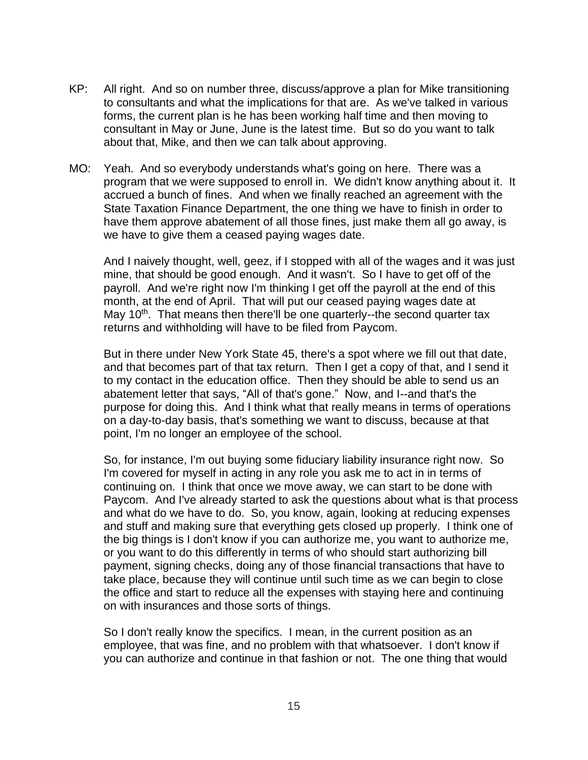KP: All right. And so on number three, discuss/approve a plan for Mike transitioning to consultants and what the implications for that are. As we've talked in various forms, the current plan is he has been working half time and then moving to consultant in May or June, June is the latest time. But so do you want to talk about that, Mike, and then we can talk about approving.

MO: Yeah. And so everybody understands what's going on here. There was a program that we were supposed to enroll in. We didn't know anything about it. It accrued a bunch of fines. And when we finally reached an agreement with the State Taxation Finance Department, the one thing we have to finish in order to have them approve abatement of all those fines, just make them all go away, is we have to give them a ceased paying wages date.

And I naively thought, well, geez, if I stopped with all of the wages and it was just mine, that should be good enough. And it wasn't. So I have to get off of the payroll. And we're right now I'm thinking I get off the payroll at the end of this month, at the end of April. That will put our ceased paying wages date at May 10th. That means then there'll be one quarterly--the second quarter tax returns and withholding will have to be filed from Paycom.

But in there under New York State 45, there's a spot where we fill out that date, and that becomes part of that tax return. Then I get a copy of that, and I send it to my contact in the education office. Then they should be able to send us an abatement letter that says, "All of that's gone." Now, and I--and that's the purpose for doing this. And I think what that really means in terms of operations on a day-to-day basis, that's something we want to discuss, because at that point, I'm no longer an employee of the school.

So, for instance, I'm out buying some fiduciary liability insurance right now. So I'm covered for myself in acting in any role you ask me to act in in terms of continuing on. I think that once we move away, we can start to be done with Paycom. And I've already started to ask the questions about what is that process and what do we have to do. So, you know, again, looking at reducing expenses and stuff and making sure that everything gets closed up properly. I think one of the big things is I don't know if you can authorize me, you want to authorize me, or you want to do this differently in terms of who should start authorizing bill payment, signing checks, doing any of those financial transactions that have to take place, because they will continue until such time as we can begin to close the office and start to reduce all the expenses with staying here and continuing on with insurances and those sorts of things.

So I don't really know the specifics. I mean, in the current position as an employee, that was fine, and no problem with that whatsoever. I don't know if you can authorize and continue in that fashion or not. The one thing that would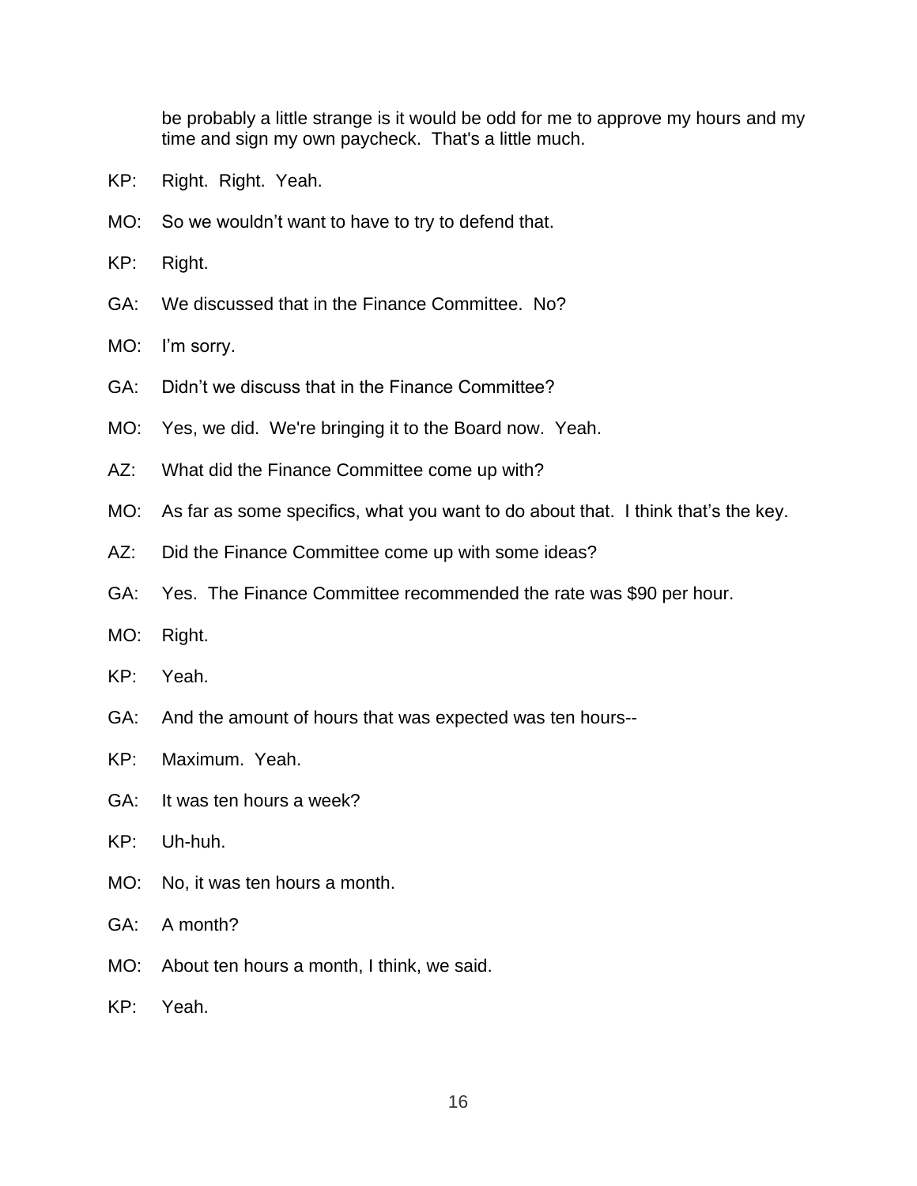be probably a little strange is it would be odd for me to approve my hours and my time and sign my own paycheck. That's a little much.

KP: Right. Right. Yeah.

MO: So we wouldn't want to have to try to defend that.

KP: Right.

GA: We discussed that in the Finance Committee. No?

MO: I'm sorry.

GA: Didn't we discuss that in the Finance Committee?

MO: Yes, we did. We're bringing it to the Board now. Yeah.

AZ: What did the Finance Committee come up with?

MO: As far as some specifics, what you want to do about that. I think that's the key.

AZ: Did the Finance Committee come up with some ideas?

GA: Yes. The Finance Committee recommended the rate was $90 per hour.

MO: Right.

KP: Yeah.

GA: And the amount of hours that was expected was ten hours--

KP: Maximum. Yeah.

GA: It was ten hours a week?

KP: Uh-huh.

MO: No, it was ten hours a month.

GA: A month?

MO: About ten hours a month, I think, we said.

KP: Yeah.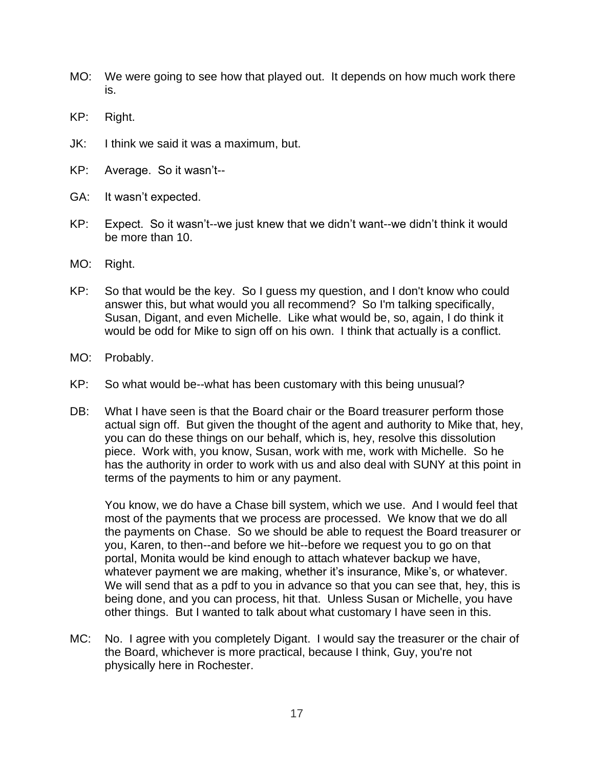MO: We were going to see how that played out. It depends on how much work there is.

KP: Right.

JK: I think we said it was a maximum, but.

KP: Average. So it wasn't--

GA: It wasn't expected.

KP: Expect. So it wasn't--we just knew that we didn't want--we didn't think it would be more than 10.

MO: Right.

KP: So that would be the key. So I guess my question, and I don't know who could answer this, but what would you all recommend? So I'm talking specifically, Susan, Digant, and even Michelle. Like what would be, so, again, I do think it would be odd for Mike to sign off on his own. I think that actually is a conflict.

MO: Probably.

KP: So what would be--what has been customary with this being unusual?

DB: What I have seen is that the Board chair or the Board treasurer perform those actual sign off. But given the thought of the agent and authority to Mike that, hey, you can do these things on our behalf, which is, hey, resolve this dissolution piece. Work with, you know, Susan, work with me, work with Michelle. So he has the authority in order to work with us and also deal with SUNY at this point in terms of the payments to him or any payment.

You know, we do have a Chase bill system, which we use. And I would feel that most of the payments that we process are processed. We know that we do all the payments on Chase. So we should be able to request the Board treasurer or you, Karen, to then--and before we hit--before we request you to go on that portal, Monita would be kind enough to attach whatever backup we have, whatever payment we are making, whether it's insurance, Mike's, or whatever. We will send that as a pdf to you in advance so that you can see that, hey, this is being done, and you can process, hit that. Unless Susan or Michelle, you have other things. But I wanted to talk about what customary I have seen in this.

MC: No. I agree with you completely Digant. I would say the treasurer or the chair of the Board, whichever is more practical, because I think, Guy, you're not physically here in Rochester.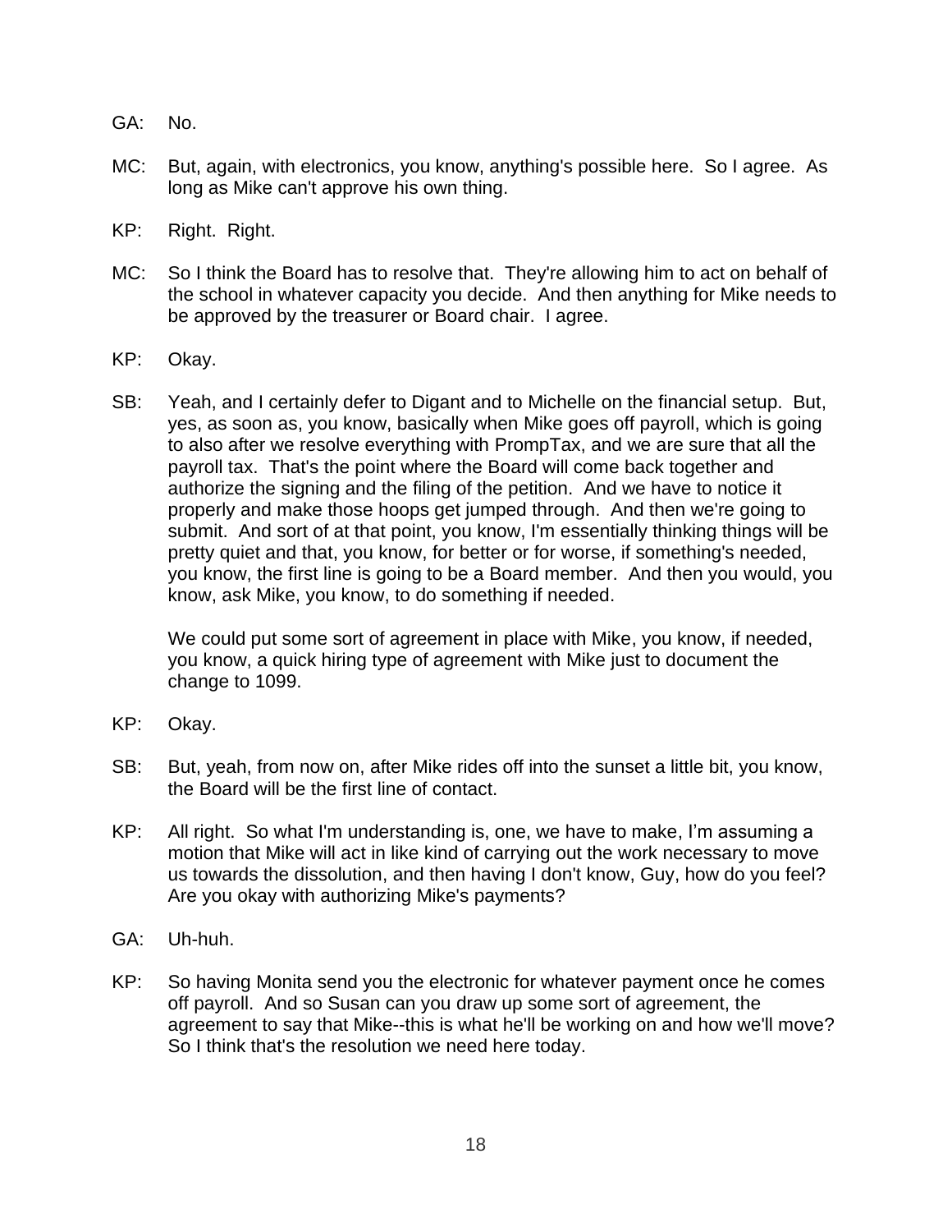GA: No.

MC: But, again, with electronics, you know, anything's possible here. So I agree. As long as Mike can't approve his own thing.

KP: Right. Right.

MC: So I think the Board has to resolve that. They're allowing him to act on behalf of the school in whatever capacity you decide. And then anything for Mike needs to be approved by the treasurer or Board chair. I agree.

KP: Okay.

SB: Yeah, and I certainly defer to Digant and to Michelle on the financial setup. But, yes, as soon as, you know, basically when Mike goes off payroll, which is going to also after we resolve everything with PrompTax, and we are sure that all the payroll tax. That's the point where the Board will come back together and authorize the signing and the filing of the petition. And we have to notice it properly and make those hoops get jumped through. And then we're going to submit. And sort of at that point, you know, I'm essentially thinking things will be pretty quiet and that, you know, for better or for worse, if something's needed, you know, the first line is going to be a Board member. And then you would, you know, ask Mike, you know, to do something if needed.

We could put some sort of agreement in place with Mike, you know, if needed, you know, a quick hiring type of agreement with Mike just to document the change to 1099.

KP: Okay.

SB: But, yeah, from now on, after Mike rides off into the sunset a little bit, you know, the Board will be the first line of contact.

KP: All right. So what I'm understanding is, one, we have to make, I'm assuming a motion that Mike will act in like kind of carrying out the work necessary to move us towards the dissolution, and then having I don't know, Guy, how do you feel? Are you okay with authorizing Mike's payments?

GA: Uh-huh.

KP: So having Monita send you the electronic for whatever payment once he comes off payroll. And so Susan can you draw up some sort of agreement, the agreement to say that Mike--this is what he'll be working on and how we'll move? So I think that's the resolution we need here today.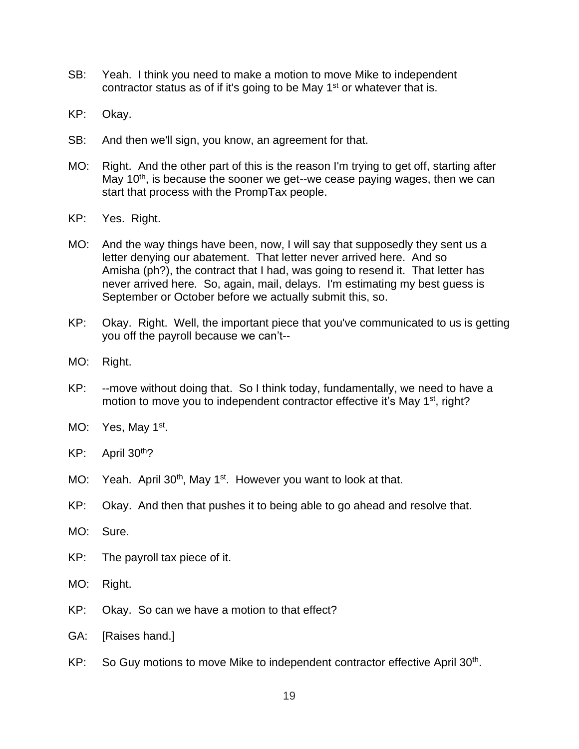SB: Yeah. I think you need to make a motion to move Mike to independent contractor status as of if it's going to be May 1st or whatever that is.

KP: Okay.

SB: And then we'll sign, you know, an agreement for that.

MO: Right. And the other part of this is the reason I'm trying to get off, starting after May 10th, is because the sooner we get--we cease paying wages, then we can start that process with the PrompTax people.

KP: Yes. Right.

MO: And the way things have been, now, I will say that supposedly they sent us a letter denying our abatement. That letter never arrived here. And so Amisha (ph?), the contract that I had, was going to resend it. That letter has never arrived here. So, again, mail, delays. I'm estimating my best guess is September or October before we actually submit this, so.

KP: Okay. Right. Well, the important piece that you've communicated to us is getting you off the payroll because we can't--

MO: Right.

KP: --move without doing that. So I think today, fundamentally, we need to have a motion to move you to independent contractor effective it's May 1st, right?

MO: Yes, May 1st.

KP: April 30th?

MO: Yeah. April 30th, May 1st. However you want to look at that.

KP: Okay. And then that pushes it to being able to go ahead and resolve that.

MO: Sure.

KP: The payroll tax piece of it.

MO: Right.

KP: Okay. So can we have a motion to that effect?

GA: [Raises hand.]

KP: So Guy motions to move Mike to independent contractor effective April 30th.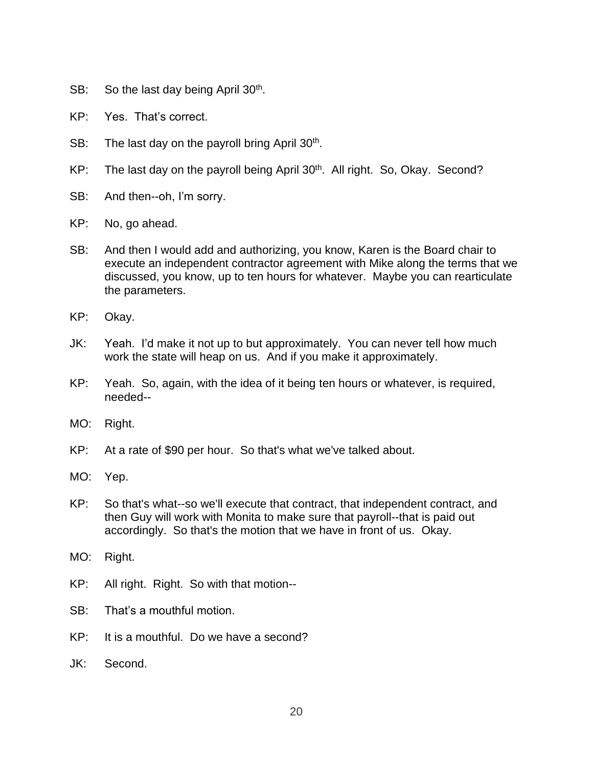SB: So the last day being April 30th.

KP: Yes. That's correct.

SB: The last day on the payroll bring April 30th.

KP: The last day on the payroll being April 30th. All right. So, Okay. Second?

SB: And then--oh, I'm sorry.

KP: No, go ahead.

SB: And then I would add and authorizing, you know, Karen is the Board chair to execute an independent contractor agreement with Mike along the terms that we discussed, you know, up to ten hours for whatever. Maybe you can rearticulate the parameters.

KP: Okay.

JK: Yeah. I'd make it not up to but approximately. You can never tell how much work the state will heap on us. And if you make it approximately.

KP: Yeah. So, again, with the idea of it being ten hours or whatever, is required, needed--

MO: Right.

KP: At a rate of $90 per hour. So that's what we've talked about.

MO: Yep.

KP: So that's what--so we'll execute that contract, that independent contract, and then Guy will work with Monita to make sure that payroll--that is paid out accordingly. So that's the motion that we have in front of us. Okay.

MO: Right.

KP: All right. Right. So with that motion--

SB: That's a mouthful motion.

KP: It is a mouthful. Do we have a second?

JK: Second.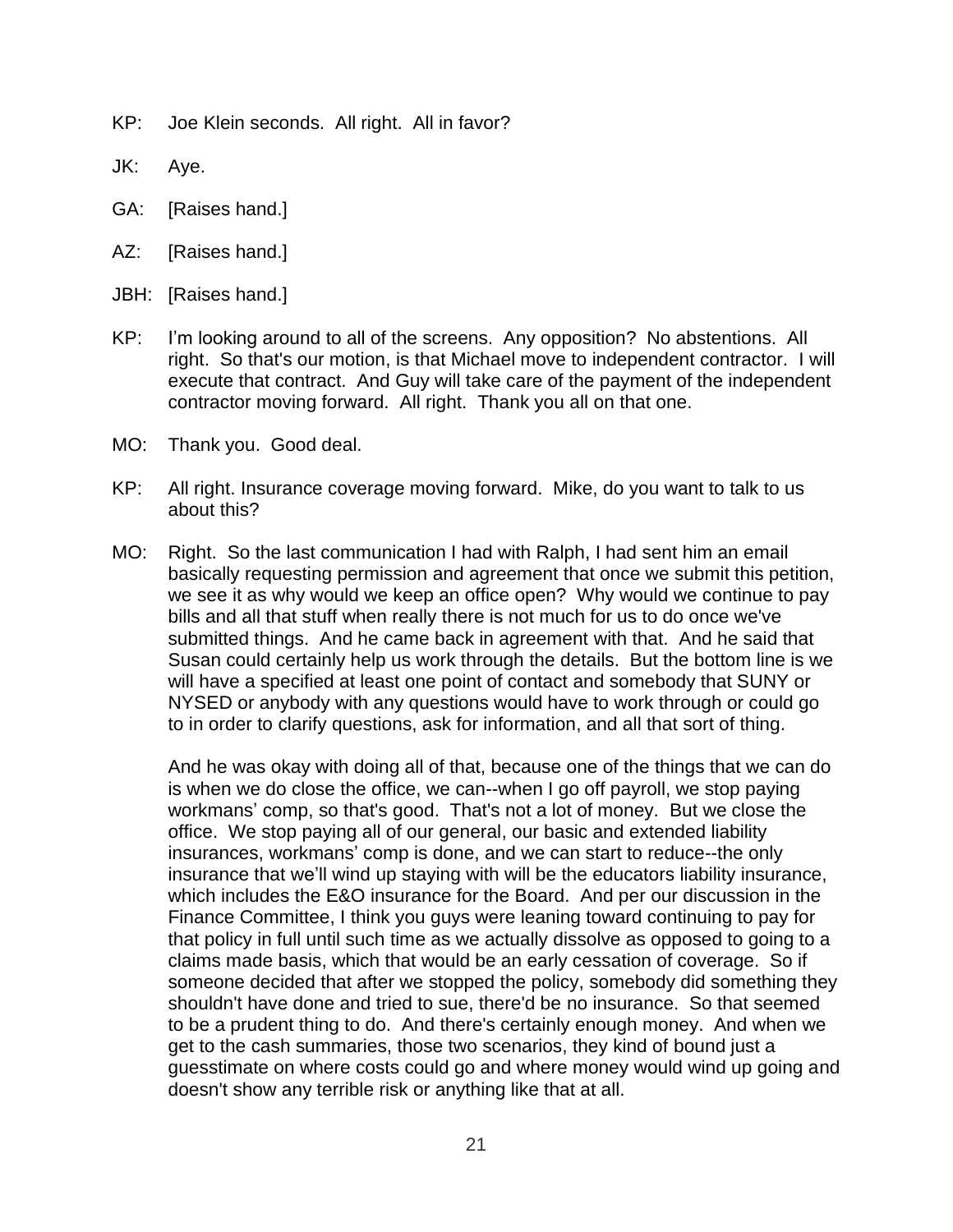KP: Joe Klein seconds. All right. All in favor?

JK: Aye.

GA: [Raises hand.]

AZ: [Raises hand.]

JBH: [Raises hand.]

KP: I'm looking around to all of the screens. Any opposition? No abstentions. All right. So that's our motion, is that Michael move to independent contractor. I will execute that contract. And Guy will take care of the payment of the independent contractor moving forward. All right. Thank you all on that one.

MO: Thank you. Good deal.

KP: All right. Insurance coverage moving forward. Mike, do you want to talk to us about this?

MO: Right. So the last communication I had with Ralph, I had sent him an email basically requesting permission and agreement that once we submit this petition, we see it as why would we keep an office open? Why would we continue to pay bills and all that stuff when really there is not much for us to do once we've submitted things. And he came back in agreement with that. And he said that Susan could certainly help us work through the details. But the bottom line is we will have a specified at least one point of contact and somebody that SUNY or NYSED or anybody with any questions would have to work through or could go to in order to clarify questions, ask for information, and all that sort of thing.

And he was okay with doing all of that, because one of the things that we can do is when we do close the office, we can--when I go off payroll, we stop paying workmans' comp, so that's good. That's not a lot of money. But we close the office. We stop paying all of our general, our basic and extended liability insurances, workmans' comp is done, and we can start to reduce--the only insurance that we'll wind up staying with will be the educators liability insurance, which includes the E&O insurance for the Board. And per our discussion in the Finance Committee, I think you guys were leaning toward continuing to pay for that policy in full until such time as we actually dissolve as opposed to going to a claims made basis, which that would be an early cessation of coverage. So if someone decided that after we stopped the policy, somebody did something they shouldn't have done and tried to sue, there'd be no insurance. So that seemed to be a prudent thing to do. And there's certainly enough money. And when we get to the cash summaries, those two scenarios, they kind of bound just a guesstimate on where costs could go and where money would wind up going and doesn't show any terrible risk or anything like that at all.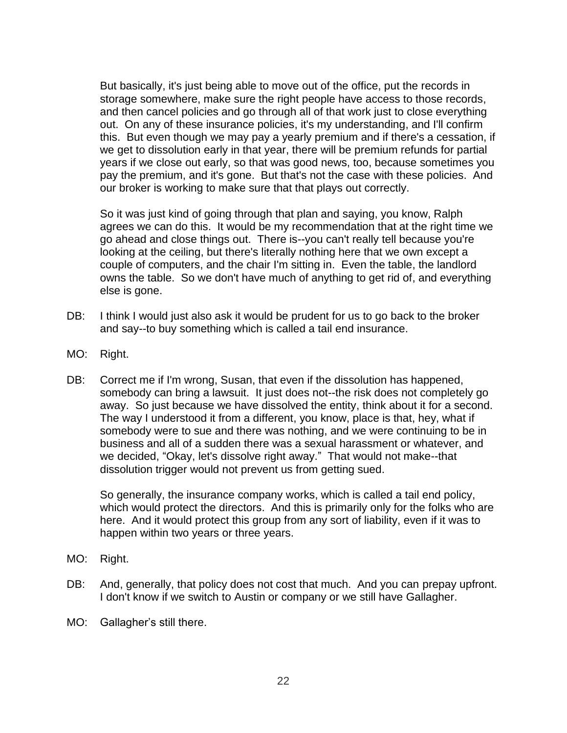But basically, it's just being able to move out of the office, put the records in storage somewhere, make sure the right people have access to those records, and then cancel policies and go through all of that work just to close everything out. On any of these insurance policies, it's my understanding, and I'll confirm this. But even though we may pay a yearly premium and if there's a cessation, if we get to dissolution early in that year, there will be premium refunds for partial years if we close out early, so that was good news, too, because sometimes you pay the premium, and it's gone. But that's not the case with these policies. And our broker is working to make sure that that plays out correctly.

So it was just kind of going through that plan and saying, you know, Ralph agrees we can do this. It would be my recommendation that at the right time we go ahead and close things out. There is--you can't really tell because you're looking at the ceiling, but there's literally nothing here that we own except a couple of computers, and the chair I'm sitting in. Even the table, the landlord owns the table. So we don't have much of anything to get rid of, and everything else is gone.

DB: I think I would just also ask it would be prudent for us to go back to the broker and say--to buy something which is called a tail end insurance.

MO: Right.

DB: Correct me if I'm wrong, Susan, that even if the dissolution has happened, somebody can bring a lawsuit. It just does not--the risk does not completely go away. So just because we have dissolved the entity, think about it for a second. The way I understood it from a different, you know, place is that, hey, what if somebody were to sue and there was nothing, and we were continuing to be in business and all of a sudden there was a sexual harassment or whatever, and we decided, “Okay, let's dissolve right away.” That would not make--that dissolution trigger would not prevent us from getting sued.

So generally, the insurance company works, which is called a tail end policy, which would protect the directors. And this is primarily only for the folks who are here. And it would protect this group from any sort of liability, even if it was to happen within two years or three years.

MO: Right.

DB: And, generally, that policy does not cost that much. And you can prepay upfront. I don't know if we switch to Austin or company or we still have Gallagher.

MO: Gallagher’s still there.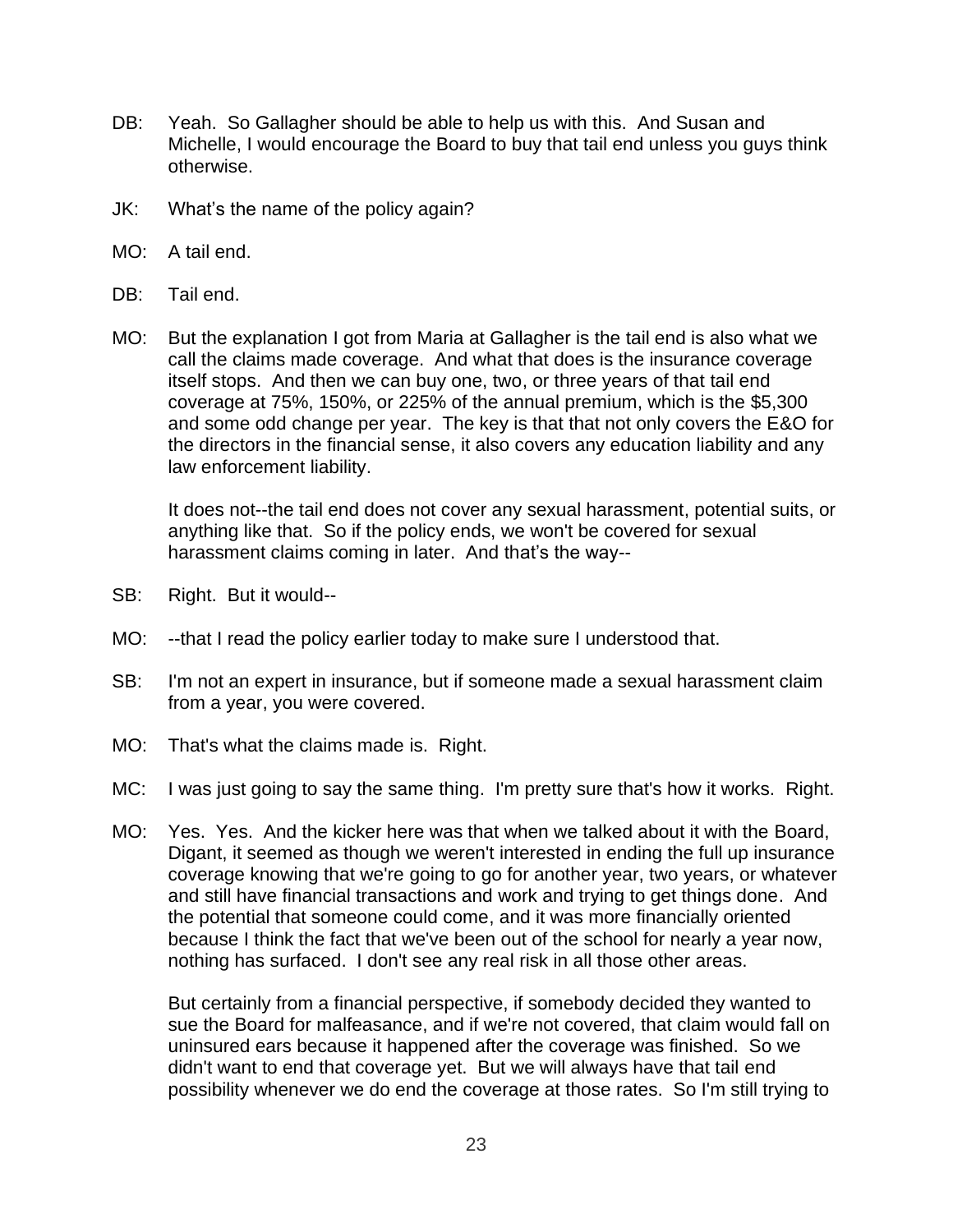DB: Yeah. So Gallagher should be able to help us with this. And Susan and Michelle, I would encourage the Board to buy that tail end unless you guys think otherwise.

JK: What's the name of the policy again?

MO: A tail end.

DB: Tail end.

MO: But the explanation I got from Maria at Gallagher is the tail end is also what we call the claims made coverage. And what that does is the insurance coverage itself stops. And then we can buy one, two, or three years of that tail end coverage at 75%, 150%, or 225% of the annual premium, which is the $5,300 and some odd change per year. The key is that that not only covers the E&O for the directors in the financial sense, it also covers any education liability and any law enforcement liability.

It does not--the tail end does not cover any sexual harassment, potential suits, or anything like that. So if the policy ends, we won't be covered for sexual harassment claims coming in later. And that's the way--

SB: Right. But it would--

MO: --that I read the policy earlier today to make sure I understood that.

SB: I'm not an expert in insurance, but if someone made a sexual harassment claim from a year, you were covered.

MO: That's what the claims made is. Right.

MC: I was just going to say the same thing. I'm pretty sure that's how it works. Right.

MO: Yes. Yes. And the kicker here was that when we talked about it with the Board, Digant, it seemed as though we weren't interested in ending the full up insurance coverage knowing that we're going to go for another year, two years, or whatever and still have financial transactions and work and trying to get things done. And the potential that someone could come, and it was more financially oriented because I think the fact that we've been out of the school for nearly a year now, nothing has surfaced. I don't see any real risk in all those other areas.

But certainly from a financial perspective, if somebody decided they wanted to sue the Board for malfeasance, and if we're not covered, that claim would fall on uninsured ears because it happened after the coverage was finished. So we didn't want to end that coverage yet. But we will always have that tail end possibility whenever we do end the coverage at those rates. So I'm still trying to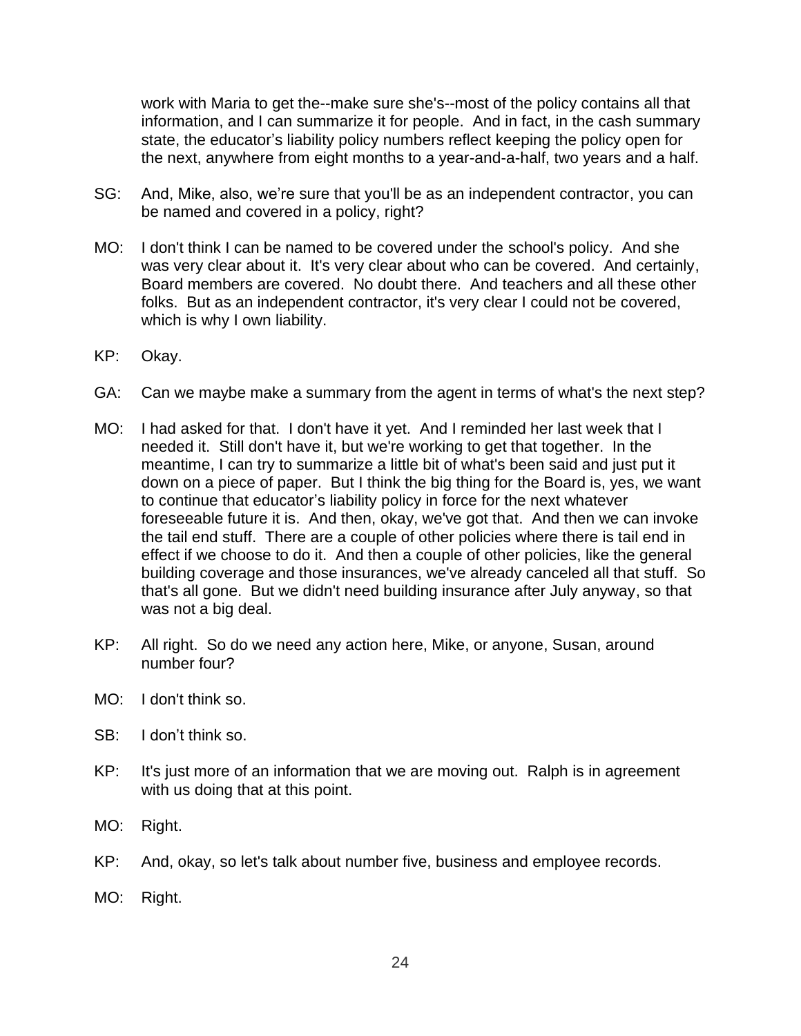work with Maria to get the--make sure she's--most of the policy contains all that information, and I can summarize it for people. And in fact, in the cash summary state, the educator's liability policy numbers reflect keeping the policy open for the next, anywhere from eight months to a year-and-a-half, two years and a half.

SG: And, Mike, also, we're sure that you'll be as an independent contractor, you can be named and covered in a policy, right?

MO: I don't think I can be named to be covered under the school's policy. And she was very clear about it. It's very clear about who can be covered. And certainly, Board members are covered. No doubt there. And teachers and all these other folks. But as an independent contractor, it's very clear I could not be covered, which is why I own liability.

KP: Okay.

GA: Can we maybe make a summary from the agent in terms of what's the next step?

MO: I had asked for that. I don't have it yet. And I reminded her last week that I needed it. Still don't have it, but we're working to get that together. In the meantime, I can try to summarize a little bit of what's been said and just put it down on a piece of paper. But I think the big thing for the Board is, yes, we want to continue that educator's liability policy in force for the next whatever foreseeable future it is. And then, okay, we've got that. And then we can invoke the tail end stuff. There are a couple of other policies where there is tail end in effect if we choose to do it. And then a couple of other policies, like the general building coverage and those insurances, we've already canceled all that stuff. So that's all gone. But we didn't need building insurance after July anyway, so that was not a big deal.

KP: All right. So do we need any action here, Mike, or anyone, Susan, around number four?

MO: I don't think so.

SB: I don't think so.

KP: It's just more of an information that we are moving out. Ralph is in agreement with us doing that at this point.

MO: Right.

KP: And, okay, so let's talk about number five, business and employee records.

MO: Right.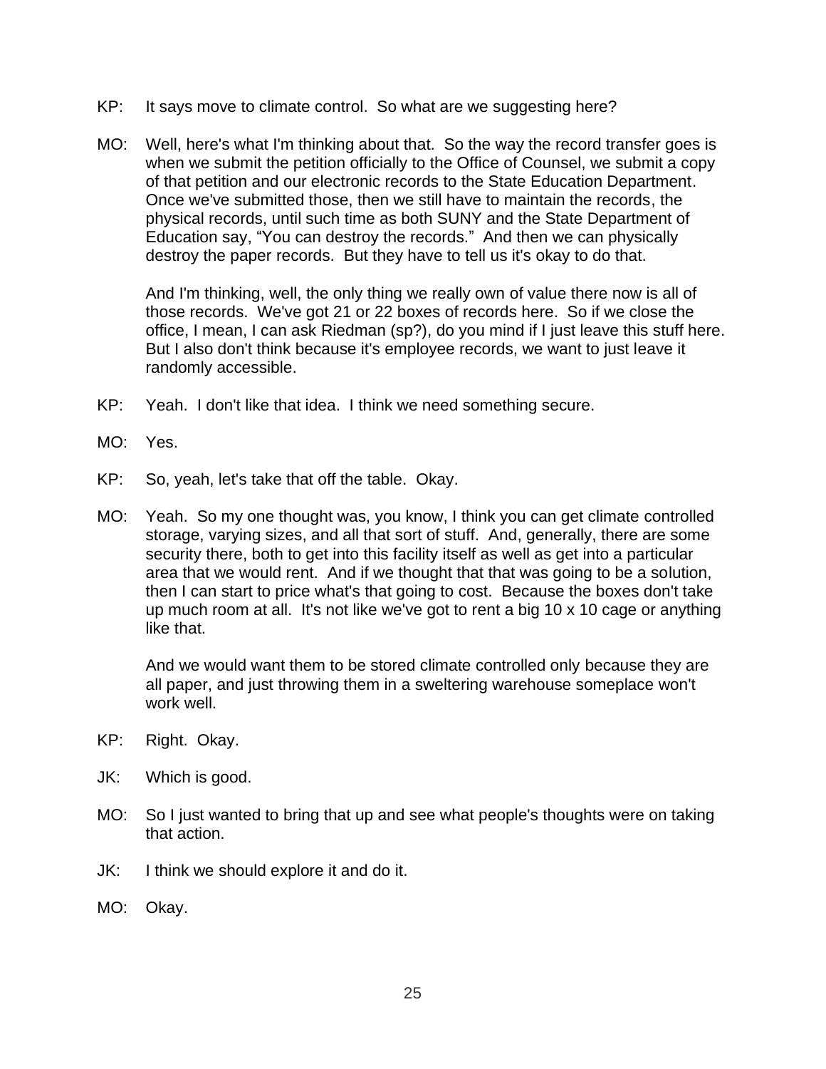KP: It says move to climate control. So what are we suggesting here?

MO: Well, here's what I'm thinking about that. So the way the record transfer goes is when we submit the petition officially to the Office of Counsel, we submit a copy of that petition and our electronic records to the State Education Department. Once we've submitted those, then we still have to maintain the records, the physical records, until such time as both SUNY and the State Department of Education say, "You can destroy the records." And then we can physically destroy the paper records. But they have to tell us it's okay to do that.

And I'm thinking, well, the only thing we really own of value there now is all of those records. We've got 21 or 22 boxes of records here. So if we close the office, I mean, I can ask Riedman (sp?), do you mind if I just leave this stuff here. But I also don't think because it's employee records, we want to just leave it randomly accessible.

KP: Yeah. I don't like that idea. I think we need something secure.

MO: Yes.

KP: So, yeah, let's take that off the table. Okay.

MO: Yeah. So my one thought was, you know, I think you can get climate controlled storage, varying sizes, and all that sort of stuff. And, generally, there are some security there, both to get into this facility itself as well as get into a particular area that we would rent. And if we thought that that was going to be a solution, then I can start to price what's that going to cost. Because the boxes don't take up much room at all. It's not like we've got to rent a big 10 x 10 cage or anything like that.

And we would want them to be stored climate controlled only because they are all paper, and just throwing them in a sweltering warehouse someplace won't work well.

KP: Right. Okay.

JK: Which is good.

MO: So I just wanted to bring that up and see what people's thoughts were on taking that action.

JK: I think we should explore it and do it.

MO: Okay.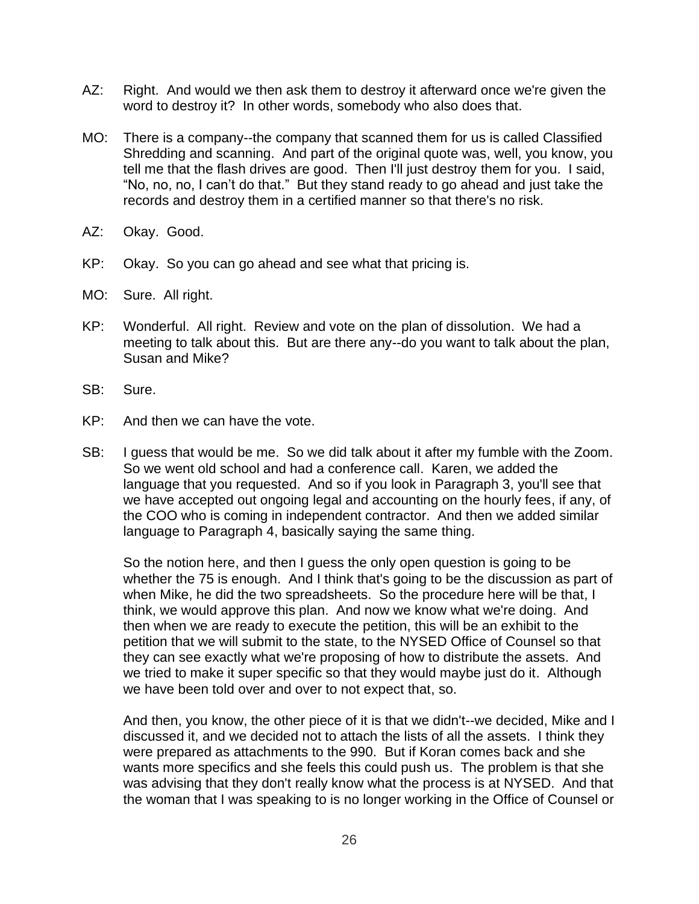AZ: Right. And would we then ask them to destroy it afterward once we're given the word to destroy it? In other words, somebody who also does that.

MO: There is a company--the company that scanned them for us is called Classified Shredding and scanning. And part of the original quote was, well, you know, you tell me that the flash drives are good. Then I'll just destroy them for you. I said, "No, no, no, I can't do that." But they stand ready to go ahead and just take the records and destroy them in a certified manner so that there's no risk.

AZ: Okay. Good.

KP: Okay. So you can go ahead and see what that pricing is.

MO: Sure. All right.

KP: Wonderful. All right. Review and vote on the plan of dissolution. We had a meeting to talk about this. But are there any--do you want to talk about the plan, Susan and Mike?

SB: Sure.

KP: And then we can have the vote.

SB: I guess that would be me. So we did talk about it after my fumble with the Zoom. So we went old school and had a conference call. Karen, we added the language that you requested. And so if you look in Paragraph 3, you'll see that we have accepted out ongoing legal and accounting on the hourly fees, if any, of the COO who is coming in independent contractor. And then we added similar language to Paragraph 4, basically saying the same thing.

So the notion here, and then I guess the only open question is going to be whether the 75 is enough. And I think that's going to be the discussion as part of when Mike, he did the two spreadsheets. So the procedure here will be that, I think, we would approve this plan. And now we know what we're doing. And then when we are ready to execute the petition, this will be an exhibit to the petition that we will submit to the state, to the NYSED Office of Counsel so that they can see exactly what we're proposing of how to distribute the assets. And we tried to make it super specific so that they would maybe just do it. Although we have been told over and over to not expect that, so.

And then, you know, the other piece of it is that we didn't--we decided, Mike and I discussed it, and we decided not to attach the lists of all the assets. I think they were prepared as attachments to the 990. But if Koran comes back and she wants more specifics and she feels this could push us. The problem is that she was advising that they don't really know what the process is at NYSED. And that the woman that I was speaking to is no longer working in the Office of Counsel or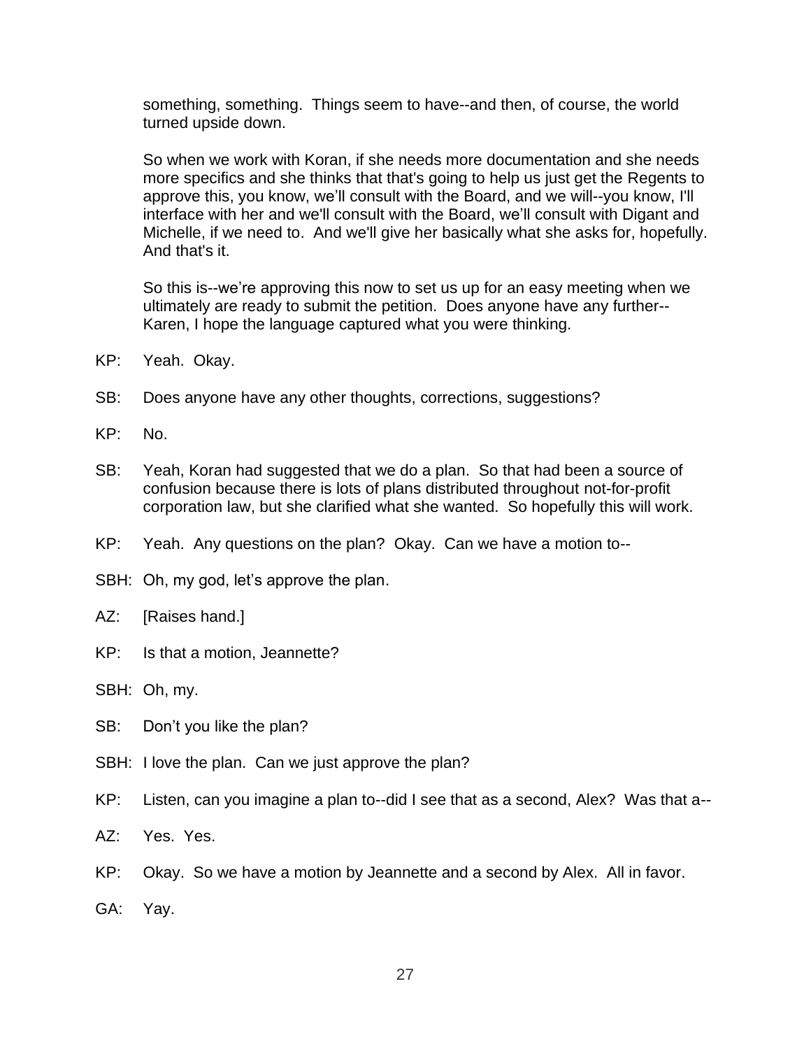something, something. Things seem to have--and then, of course, the world turned upside down.

So when we work with Koran, if she needs more documentation and she needs more specifics and she thinks that that's going to help us just get the Regents to approve this, you know, we'll consult with the Board, and we will--you know, I'll interface with her and we'll consult with the Board, we'll consult with Digant and Michelle, if we need to. And we'll give her basically what she asks for, hopefully. And that's it.

So this is--we're approving this now to set us up for an easy meeting when we ultimately are ready to submit the petition. Does anyone have any further-- Karen, I hope the language captured what you were thinking.

KP: Yeah. Okay.

SB: Does anyone have any other thoughts, corrections, suggestions?

KP: No.

SB: Yeah, Koran had suggested that we do a plan. So that had been a source of confusion because there is lots of plans distributed throughout not-for-profit corporation law, but she clarified what she wanted. So hopefully this will work.

KP: Yeah. Any questions on the plan? Okay. Can we have a motion to--

SBH: Oh, my god, let's approve the plan.

AZ: [Raises hand.]

KP: Is that a motion, Jeannette?

SBH: Oh, my.

SB: Don't you like the plan?

SBH: I love the plan. Can we just approve the plan?

KP: Listen, can you imagine a plan to--did I see that as a second, Alex? Was that a--

AZ: Yes. Yes.

KP: Okay. So we have a motion by Jeannette and a second by Alex. All in favor.

GA: Yay.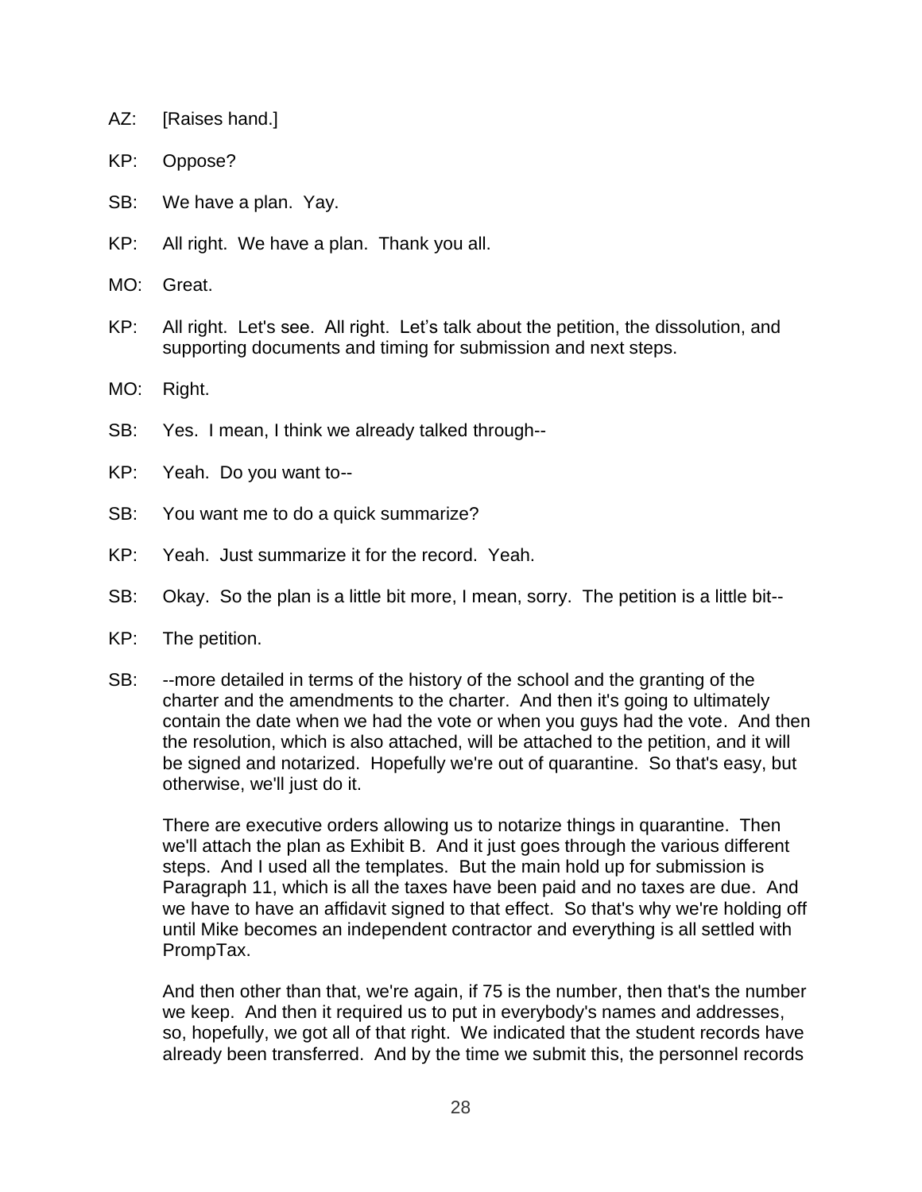AZ: [Raises hand.]

KP: Oppose?

SB: We have a plan. Yay.

KP: All right. We have a plan. Thank you all.

MO: Great.

KP: All right. Let's see. All right. Let’s talk about the petition, the dissolution, and supporting documents and timing for submission and next steps.

MO: Right.

SB: Yes. I mean, I think we already talked through--

KP: Yeah. Do you want to--

SB: You want me to do a quick summarize?

KP: Yeah. Just summarize it for the record. Yeah.

SB: Okay. So the plan is a little bit more, I mean, sorry. The petition is a little bit--

KP: The petition.

SB: --more detailed in terms of the history of the school and the granting of the charter and the amendments to the charter. And then it's going to ultimately contain the date when we had the vote or when you guys had the vote. And then the resolution, which is also attached, will be attached to the petition, and it will be signed and notarized. Hopefully we're out of quarantine. So that's easy, but otherwise, we'll just do it.

There are executive orders allowing us to notarize things in quarantine. Then we'll attach the plan as Exhibit B. And it just goes through the various different steps. And I used all the templates. But the main hold up for submission is Paragraph 11, which is all the taxes have been paid and no taxes are due. And we have to have an affidavit signed to that effect. So that's why we're holding off until Mike becomes an independent contractor and everything is all settled with PrompTax.

And then other than that, we're again, if 75 is the number, then that's the number we keep. And then it required us to put in everybody's names and addresses, so, hopefully, we got all of that right. We indicated that the student records have already been transferred. And by the time we submit this, the personnel records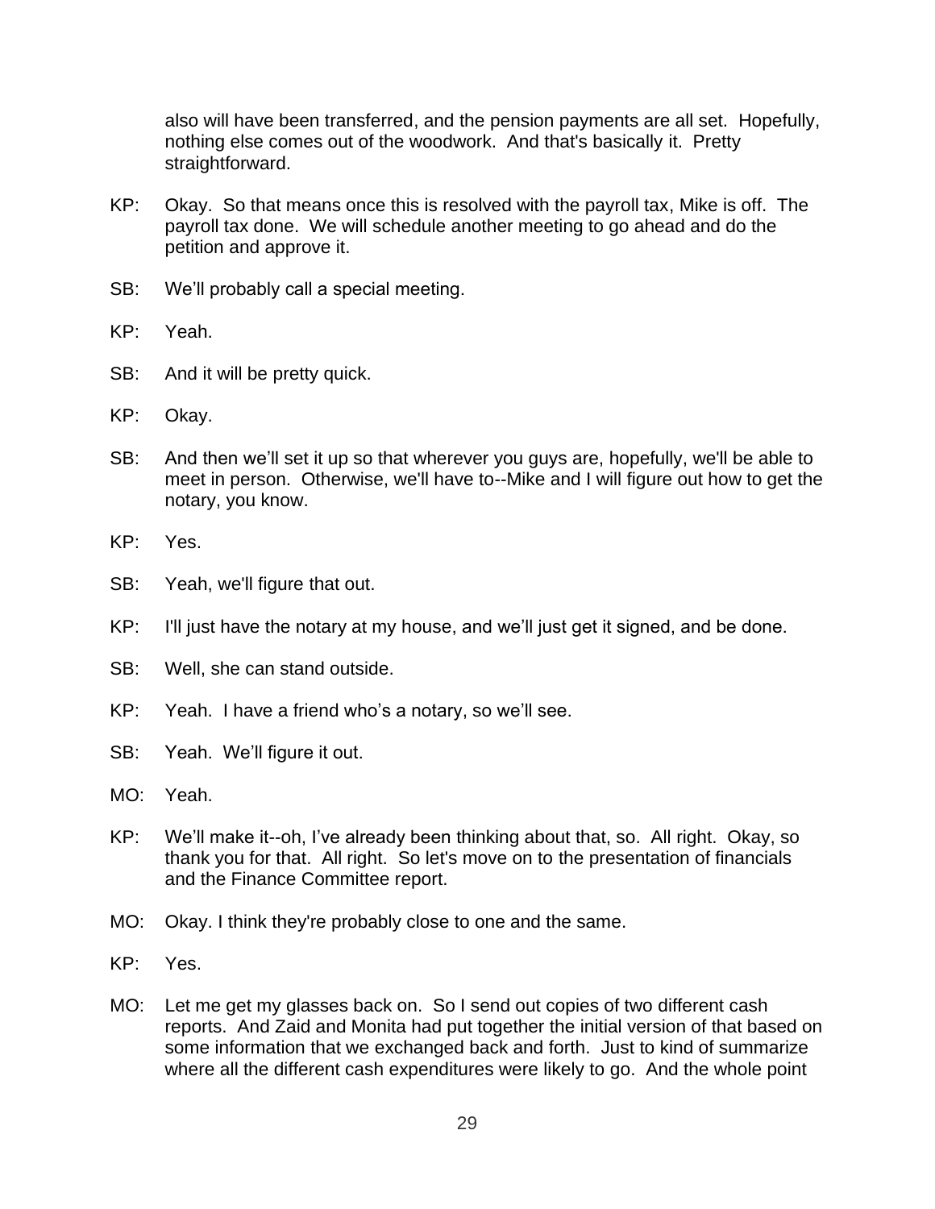also will have been transferred, and the pension payments are all set. Hopefully, nothing else comes out of the woodwork. And that's basically it. Pretty straightforward.

KP: Okay. So that means once this is resolved with the payroll tax, Mike is off. The payroll tax done. We will schedule another meeting to go ahead and do the petition and approve it.

SB: We'll probably call a special meeting.

KP: Yeah.

SB: And it will be pretty quick.

KP: Okay.

SB: And then we'll set it up so that wherever you guys are, hopefully, we'll be able to meet in person. Otherwise, we'll have to--Mike and I will figure out how to get the notary, you know.

KP: Yes.

SB: Yeah, we'll figure that out.

KP: I'll just have the notary at my house, and we'll just get it signed, and be done.

SB: Well, she can stand outside.

KP: Yeah. I have a friend who's a notary, so we'll see.

SB: Yeah. We'll figure it out.

MO: Yeah.

KP: We'll make it--oh, I've already been thinking about that, so. All right. Okay, so thank you for that. All right. So let's move on to the presentation of financials and the Finance Committee report.

MO: Okay. I think they're probably close to one and the same.

KP: Yes.

MO: Let me get my glasses back on. So I send out copies of two different cash reports. And Zaid and Monita had put together the initial version of that based on some information that we exchanged back and forth. Just to kind of summarize where all the different cash expenditures were likely to go. And the whole point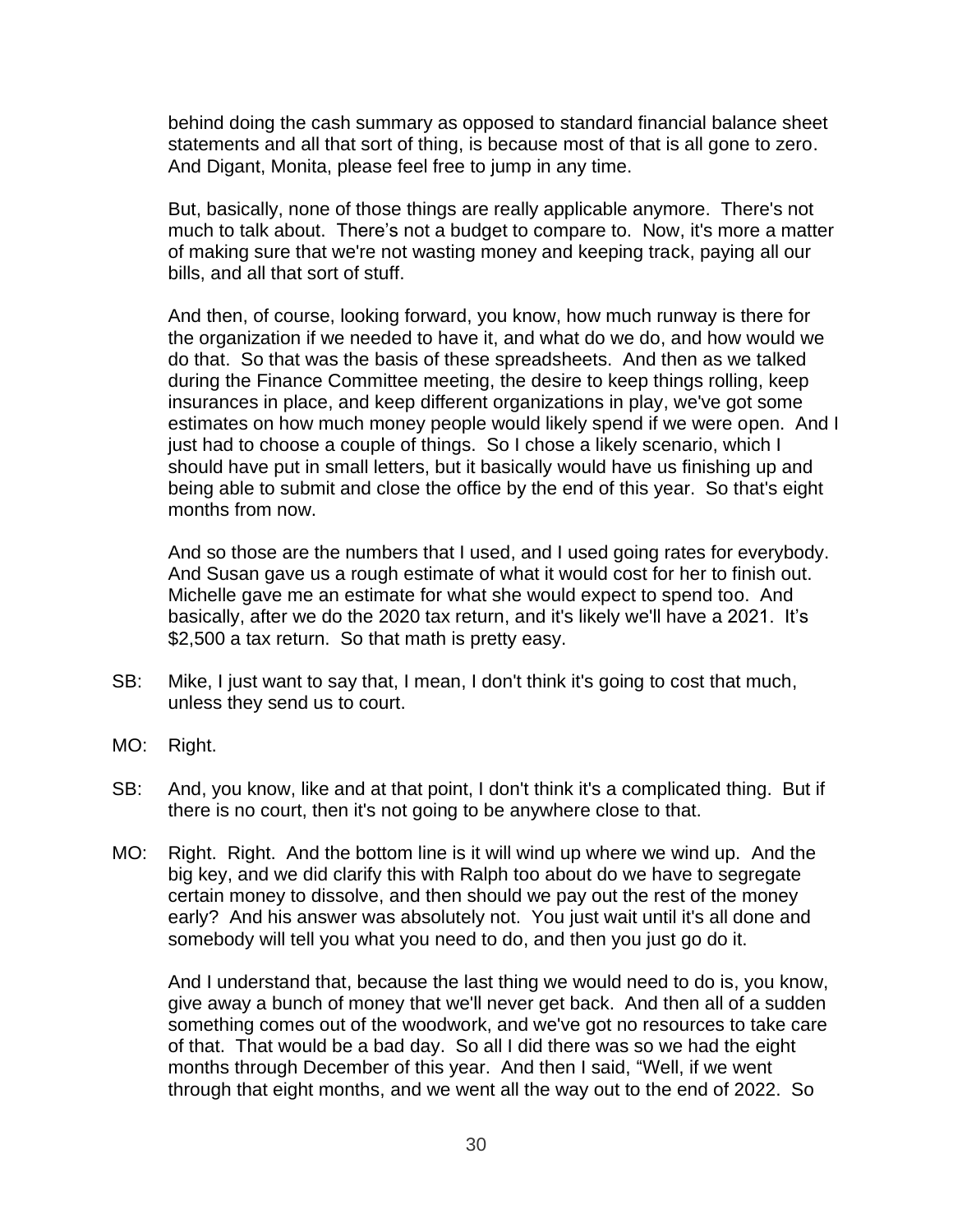behind doing the cash summary as opposed to standard financial balance sheet statements and all that sort of thing, is because most of that is all gone to zero. And Digant, Monita, please feel free to jump in any time.

But, basically, none of those things are really applicable anymore. There's not much to talk about. There's not a budget to compare to. Now, it's more a matter of making sure that we're not wasting money and keeping track, paying all our bills, and all that sort of stuff.

And then, of course, looking forward, you know, how much runway is there for the organization if we needed to have it, and what do we do, and how would we do that. So that was the basis of these spreadsheets. And then as we talked during the Finance Committee meeting, the desire to keep things rolling, keep insurances in place, and keep different organizations in play, we've got some estimates on how much money people would likely spend if we were open. And I just had to choose a couple of things. So I chose a likely scenario, which I should have put in small letters, but it basically would have us finishing up and being able to submit and close the office by the end of this year. So that's eight months from now.

And so those are the numbers that I used, and I used going rates for everybody. And Susan gave us a rough estimate of what it would cost for her to finish out. Michelle gave me an estimate for what she would expect to spend too. And basically, after we do the 2020 tax return, and it's likely we'll have a 2021. It's $2,500 a tax return. So that math is pretty easy.

SB: Mike, I just want to say that, I mean, I don't think it's going to cost that much, unless they send us to court.

MO: Right.

SB: And, you know, like and at that point, I don't think it's a complicated thing. But if there is no court, then it's not going to be anywhere close to that.

MO: Right. Right. And the bottom line is it will wind up where we wind up. And the big key, and we did clarify this with Ralph too about do we have to segregate certain money to dissolve, and then should we pay out the rest of the money early? And his answer was absolutely not. You just wait until it's all done and somebody will tell you what you need to do, and then you just go do it.

And I understand that, because the last thing we would need to do is, you know, give away a bunch of money that we'll never get back. And then all of a sudden something comes out of the woodwork, and we've got no resources to take care of that. That would be a bad day. So all I did there was so we had the eight months through December of this year. And then I said, "Well, if we went through that eight months, and we went all the way out to the end of 2022. So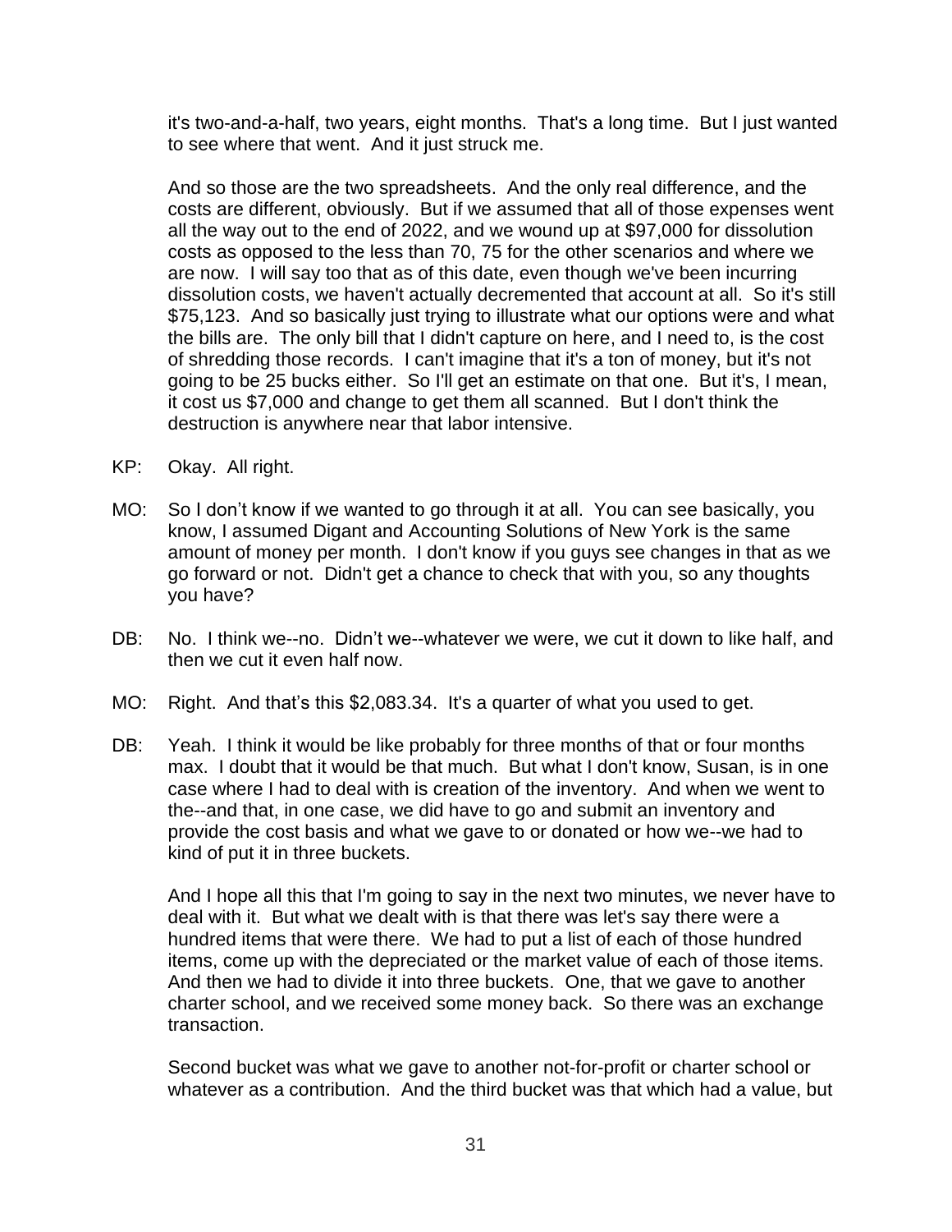it's two-and-a-half, two years, eight months. That's a long time. But I just wanted to see where that went. And it just struck me.

And so those are the two spreadsheets. And the only real difference, and the costs are different, obviously. But if we assumed that all of those expenses went all the way out to the end of 2022, and we wound up at $97,000 for dissolution costs as opposed to the less than 70, 75 for the other scenarios and where we are now. I will say too that as of this date, even though we've been incurring dissolution costs, we haven't actually decremented that account at all. So it's still $75,123. And so basically just trying to illustrate what our options were and what the bills are. The only bill that I didn't capture on here, and I need to, is the cost of shredding those records. I can't imagine that it's a ton of money, but it's not going to be 25 bucks either. So I'll get an estimate on that one. But it's, I mean, it cost us $7,000 and change to get them all scanned. But I don't think the destruction is anywhere near that labor intensive.

KP: Okay. All right.

MO: So I don't know if we wanted to go through it at all. You can see basically, you know, I assumed Digant and Accounting Solutions of New York is the same amount of money per month. I don't know if you guys see changes in that as we go forward or not. Didn't get a chance to check that with you, so any thoughts you have?

DB: No. I think we--no. Didn't we--whatever we were, we cut it down to like half, and then we cut it even half now.

MO: Right. And that's this $2,083.34. It's a quarter of what you used to get.

DB: Yeah. I think it would be like probably for three months of that or four months max. I doubt that it would be that much. But what I don't know, Susan, is in one case where I had to deal with is creation of the inventory. And when we went to the--and that, in one case, we did have to go and submit an inventory and provide the cost basis and what we gave to or donated or how we--we had to kind of put it in three buckets.

And I hope all this that I'm going to say in the next two minutes, we never have to deal with it. But what we dealt with is that there was let's say there were a hundred items that were there. We had to put a list of each of those hundred items, come up with the depreciated or the market value of each of those items. And then we had to divide it into three buckets. One, that we gave to another charter school, and we received some money back. So there was an exchange transaction.

Second bucket was what we gave to another not-for-profit or charter school or whatever as a contribution. And the third bucket was that which had a value, but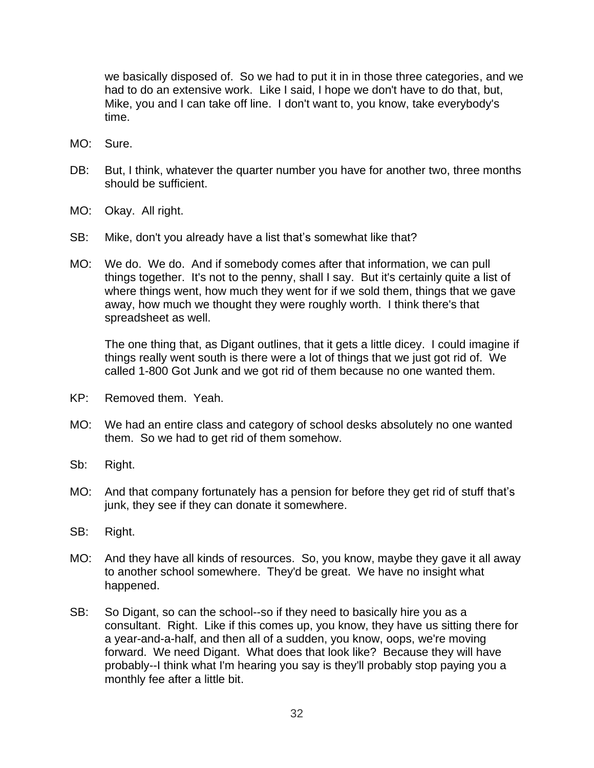we basically disposed of. So we had to put it in in those three categories, and we had to do an extensive work. Like I said, I hope we don't have to do that, but, Mike, you and I can take off line. I don't want to, you know, take everybody's time.

MO: Sure.

DB: But, I think, whatever the quarter number you have for another two, three months should be sufficient.

MO: Okay. All right.

SB: Mike, don't you already have a list that's somewhat like that?

MO: We do. We do. And if somebody comes after that information, we can pull things together. It's not to the penny, shall I say. But it's certainly quite a list of where things went, how much they went for if we sold them, things that we gave away, how much we thought they were roughly worth. I think there's that spreadsheet as well.

The one thing that, as Digant outlines, that it gets a little dicey. I could imagine if things really went south is there were a lot of things that we just got rid of. We called 1-800 Got Junk and we got rid of them because no one wanted them.

KP: Removed them. Yeah.

MO: We had an entire class and category of school desks absolutely no one wanted them. So we had to get rid of them somehow.

Sb: Right.

MO: And that company fortunately has a pension for before they get rid of stuff that's junk, they see if they can donate it somewhere.

SB: Right.

MO: And they have all kinds of resources. So, you know, maybe they gave it all away to another school somewhere. They'd be great. We have no insight what happened.

SB: So Digant, so can the school--so if they need to basically hire you as a consultant. Right. Like if this comes up, you know, they have us sitting there for a year-and-a-half, and then all of a sudden, you know, oops, we're moving forward. We need Digant. What does that look like? Because they will have probably--I think what I'm hearing you say is they'll probably stop paying you a monthly fee after a little bit.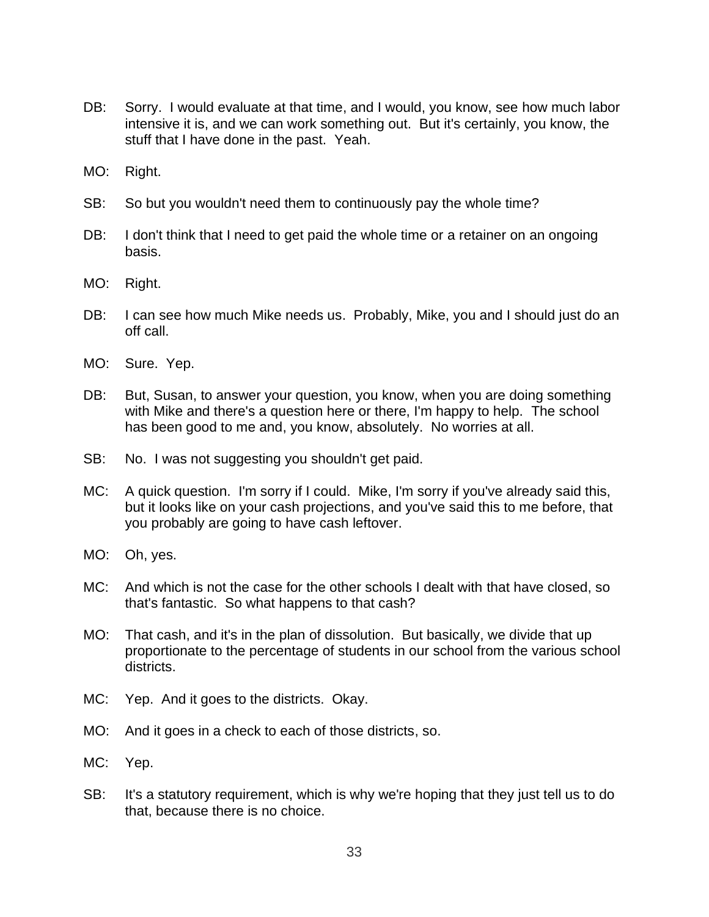DB: Sorry. I would evaluate at that time, and I would, you know, see how much labor intensive it is, and we can work something out. But it's certainly, you know, the stuff that I have done in the past. Yeah.

MO: Right.

SB: So but you wouldn't need them to continuously pay the whole time?

DB: I don't think that I need to get paid the whole time or a retainer on an ongoing basis.

MO: Right.

DB: I can see how much Mike needs us. Probably, Mike, you and I should just do an off call.

MO: Sure. Yep.

DB: But, Susan, to answer your question, you know, when you are doing something with Mike and there's a question here or there, I'm happy to help. The school has been good to me and, you know, absolutely. No worries at all.

SB: No. I was not suggesting you shouldn't get paid.

MC: A quick question. I'm sorry if I could. Mike, I'm sorry if you've already said this, but it looks like on your cash projections, and you've said this to me before, that you probably are going to have cash leftover.

MO: Oh, yes.

MC: And which is not the case for the other schools I dealt with that have closed, so that's fantastic. So what happens to that cash?

MO: That cash, and it's in the plan of dissolution. But basically, we divide that up proportionate to the percentage of students in our school from the various school districts.

MC: Yep. And it goes to the districts. Okay.

MO: And it goes in a check to each of those districts, so.

MC: Yep.

SB: It's a statutory requirement, which is why we're hoping that they just tell us to do that, because there is no choice.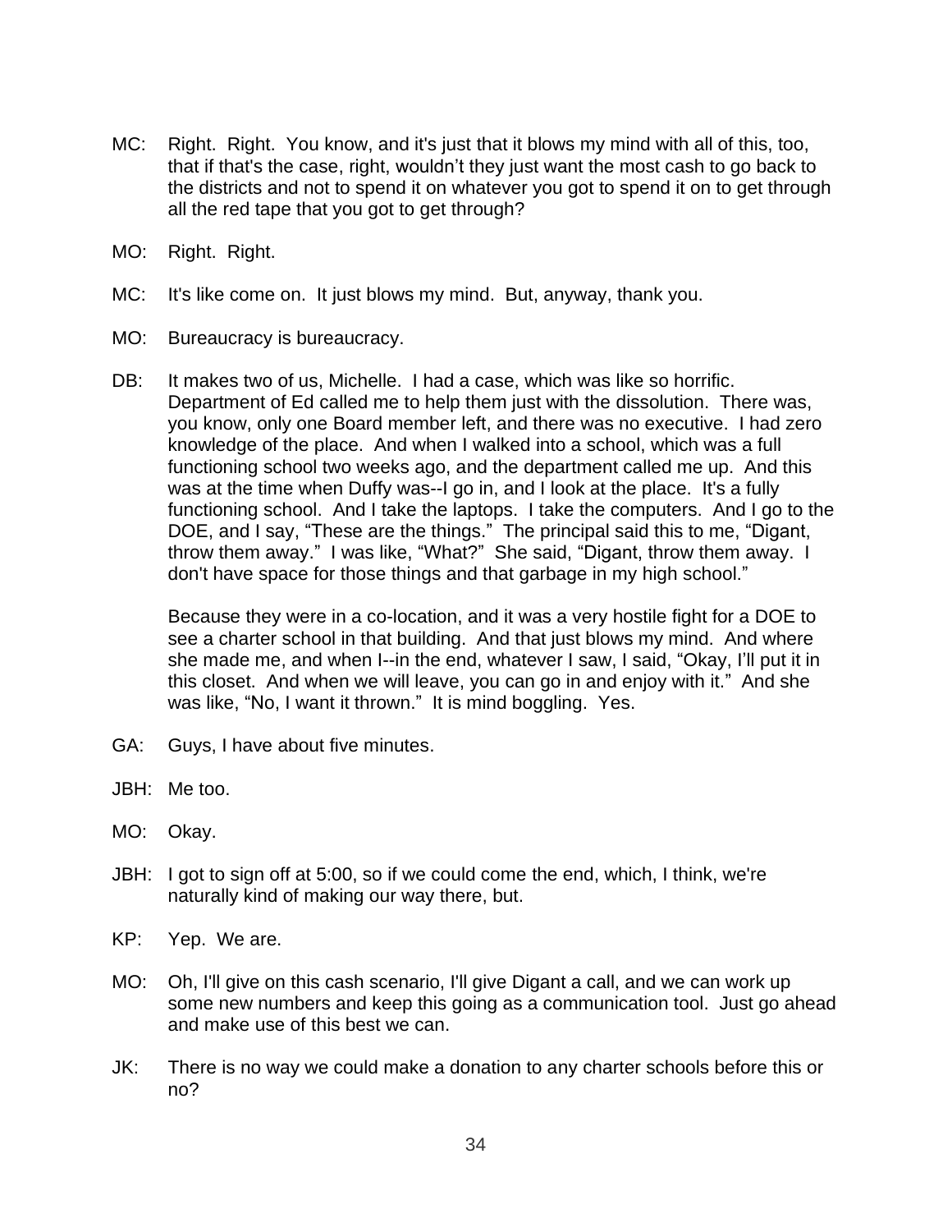MC: Right. Right. You know, and it's just that it blows my mind with all of this, too, that if that's the case, right, wouldn't they just want the most cash to go back to the districts and not to spend it on whatever you got to spend it on to get through all the red tape that you got to get through?

MO: Right. Right.

MC: It's like come on. It just blows my mind. But, anyway, thank you.

MO: Bureaucracy is bureaucracy.

DB: It makes two of us, Michelle. I had a case, which was like so horrific. Department of Ed called me to help them just with the dissolution. There was, you know, only one Board member left, and there was no executive. I had zero knowledge of the place. And when I walked into a school, which was a full functioning school two weeks ago, and the department called me up. And this was at the time when Duffy was--I go in, and I look at the place. It's a fully functioning school. And I take the laptops. I take the computers. And I go to the DOE, and I say, "These are the things." The principal said this to me, "Digant, throw them away." I was like, "What?" She said, "Digant, throw them away. I don't have space for those things and that garbage in my high school."

Because they were in a co-location, and it was a very hostile fight for a DOE to see a charter school in that building. And that just blows my mind. And where she made me, and when I--in the end, whatever I saw, I said, "Okay, I'll put it in this closet. And when we will leave, you can go in and enjoy with it." And she was like, "No, I want it thrown." It is mind boggling. Yes.

GA: Guys, I have about five minutes.

JBH: Me too.

MO: Okay.

JBH: I got to sign off at 5:00, so if we could come the end, which, I think, we're naturally kind of making our way there, but.

KP: Yep. We are.

MO: Oh, I'll give on this cash scenario, I'll give Digant a call, and we can work up some new numbers and keep this going as a communication tool. Just go ahead and make use of this best we can.

JK: There is no way we could make a donation to any charter schools before this or no?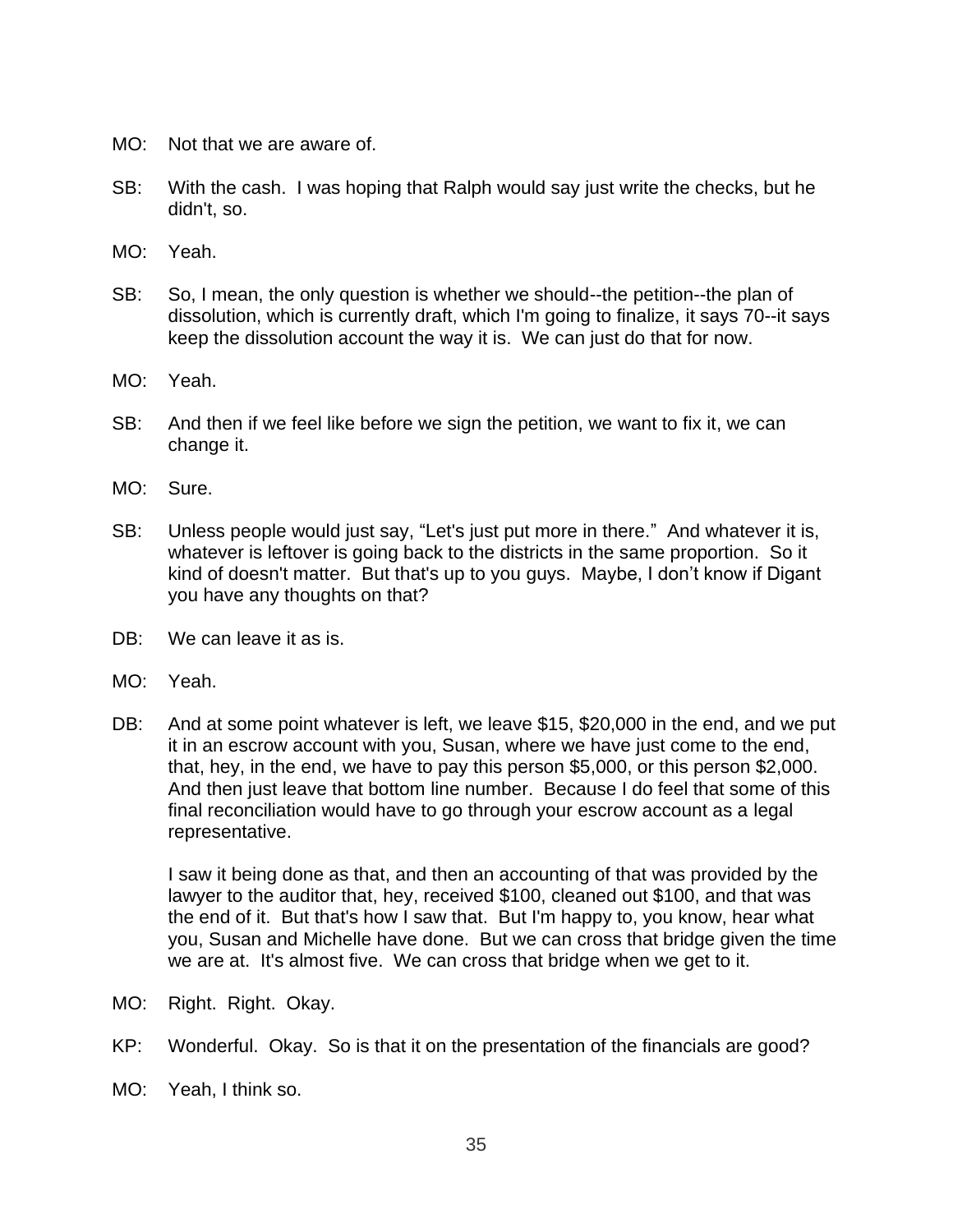MO: Not that we are aware of.

SB: With the cash. I was hoping that Ralph would say just write the checks, but he didn't, so.

MO: Yeah.

SB: So, I mean, the only question is whether we should--the petition--the plan of dissolution, which is currently draft, which I'm going to finalize, it says 70--it says keep the dissolution account the way it is. We can just do that for now.

MO: Yeah.

SB: And then if we feel like before we sign the petition, we want to fix it, we can change it.

MO: Sure.

SB: Unless people would just say, "Let's just put more in there." And whatever it is, whatever is leftover is going back to the districts in the same proportion. So it kind of doesn't matter. But that's up to you guys. Maybe, I don't know if Digant you have any thoughts on that?

DB: We can leave it as is.

MO: Yeah.

DB: And at some point whatever is left, we leave $15, $20,000 in the end, and we put it in an escrow account with you, Susan, where we have just come to the end, that, hey, in the end, we have to pay this person $5,000, or this person $2,000. And then just leave that bottom line number. Because I do feel that some of this final reconciliation would have to go through your escrow account as a legal representative.

I saw it being done as that, and then an accounting of that was provided by the lawyer to the auditor that, hey, received $100, cleaned out $100, and that was the end of it. But that's how I saw that. But I'm happy to, you know, hear what you, Susan and Michelle have done. But we can cross that bridge given the time we are at. It's almost five. We can cross that bridge when we get to it.

MO: Right. Right. Okay.

KP: Wonderful. Okay. So is that it on the presentation of the financials are good?

MO: Yeah, I think so.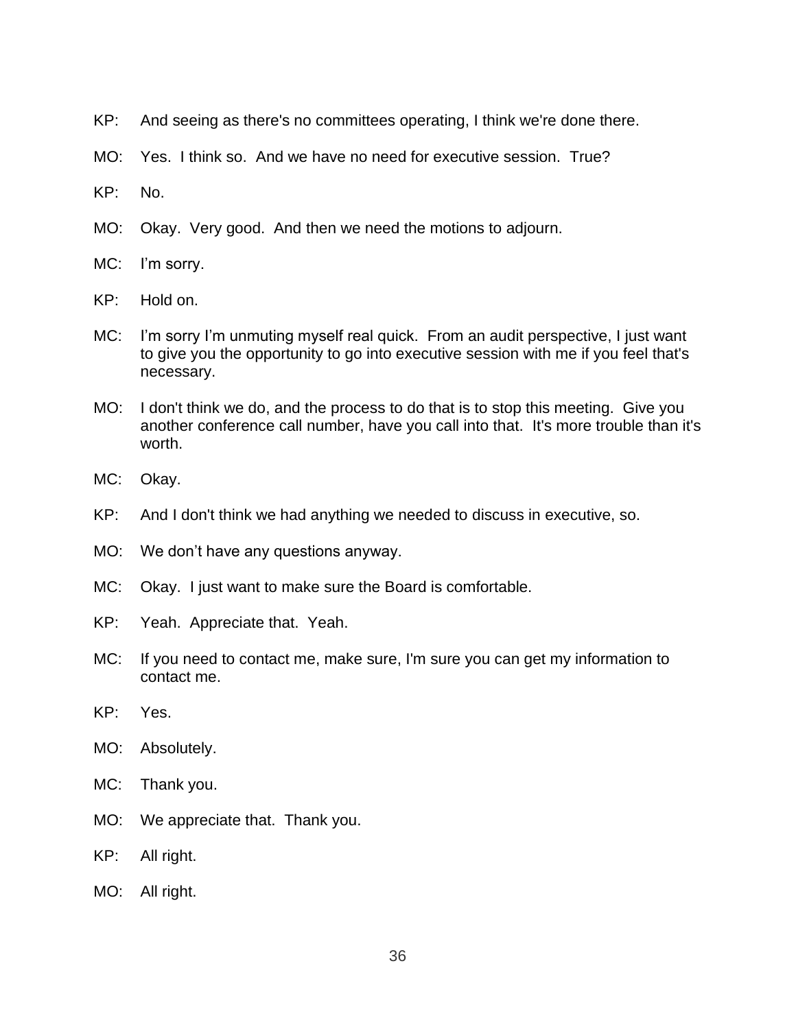KP: And seeing as there's no committees operating, I think we're done there.

MO: Yes. I think so. And we have no need for executive session. True?

KP: No.

MO: Okay. Very good. And then we need the motions to adjourn.

MC: I'm sorry.

KP: Hold on.

MC: I'm sorry I'm unmuting myself real quick. From an audit perspective, I just want to give you the opportunity to go into executive session with me if you feel that's necessary.

MO: I don't think we do, and the process to do that is to stop this meeting. Give you another conference call number, have you call into that. It's more trouble than it's worth.

MC: Okay.

KP: And I don't think we had anything we needed to discuss in executive, so.

MO: We don't have any questions anyway.

MC: Okay. I just want to make sure the Board is comfortable.

KP: Yeah. Appreciate that. Yeah.

MC: If you need to contact me, make sure, I'm sure you can get my information to contact me.

KP: Yes.

MO: Absolutely.

MC: Thank you.

MO: We appreciate that. Thank you.

KP: All right.

MO: All right.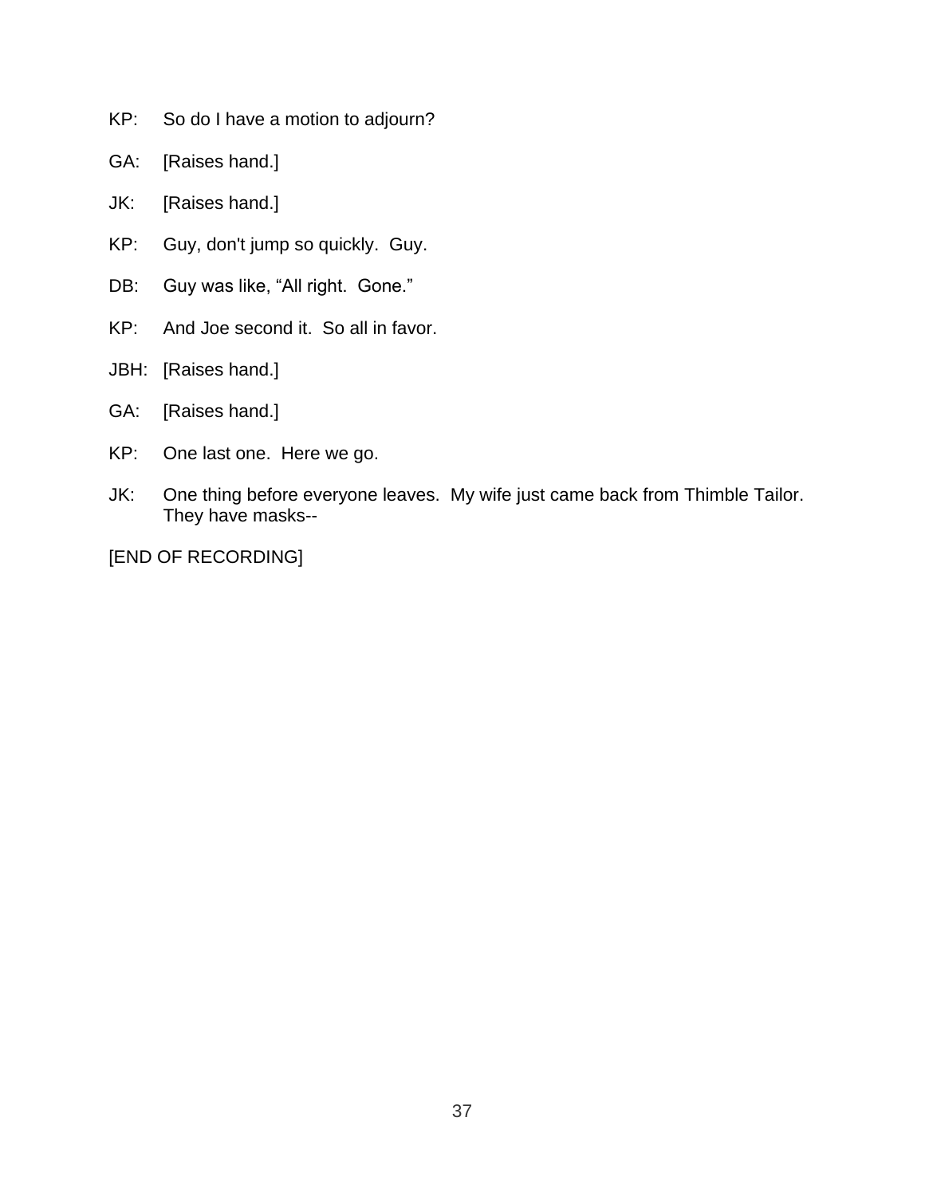KP: So do I have a motion to adjourn?

GA: [Raises hand.]

JK: [Raises hand.]

KP: Guy, don't jump so quickly. Guy.

DB: Guy was like, “All right. Gone.”

KP: And Joe second it. So all in favor.

JBH: [Raises hand.]

GA: [Raises hand.]

KP: One last one. Here we go.

JK: One thing before everyone leaves. My wife just came back from Thimble Tailor. They have masks--

[END OF RECORDING]